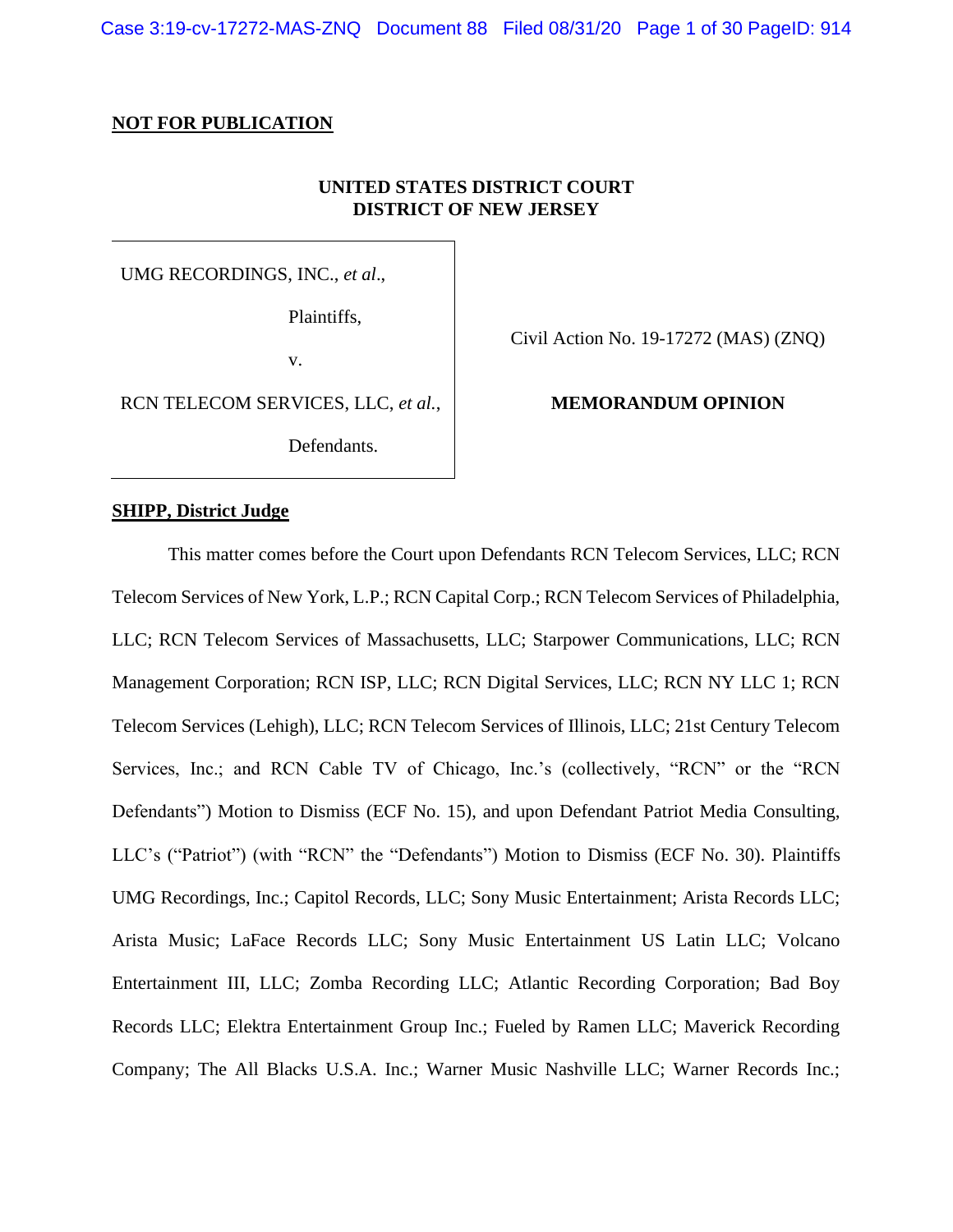**NOT FOR PUBLICATION**

**UNITED STATES DISTRICT COURT**
**DISTRICT OF NEW JERSEY**

| | |
|---|---|
| UMG RECORDINGS, INC., *et al*.,<br><br>Plaintiffs,<br><br>v.<br><br>RCN TELECOM SERVICES, LLC, *et al.*,<br><br>Defendants. | Civil Action No. 19-17272 (MAS) (ZNQ)<br><br>**MEMORANDUM OPINION** |

**SHIPP, District Judge**

This matter comes before the Court upon Defendants RCN Telecom Services, LLC; RCN Telecom Services of New York, L.P.; RCN Capital Corp.; RCN Telecom Services of Philadelphia, LLC; RCN Telecom Services of Massachusetts, LLC; Starpower Communications, LLC; RCN Management Corporation; RCN ISP, LLC; RCN Digital Services, LLC; RCN NY LLC 1; RCN Telecom Services (Lehigh), LLC; RCN Telecom Services of Illinois, LLC; 21st Century Telecom Services, Inc.; and RCN Cable TV of Chicago, Inc.'s (collectively, "RCN" or the "RCN Defendants") Motion to Dismiss (ECF No. 15), and upon Defendant Patriot Media Consulting, LLC's ("Patriot") (with "RCN" the "Defendants") Motion to Dismiss (ECF No. 30). Plaintiffs UMG Recordings, Inc.; Capitol Records, LLC; Sony Music Entertainment; Arista Records LLC; Arista Music; LaFace Records LLC; Sony Music Entertainment US Latin LLC; Volcano Entertainment III, LLC; Zomba Recording LLC; Atlantic Recording Corporation; Bad Boy Records LLC; Elektra Entertainment Group Inc.; Fueled by Ramen LLC; Maverick Recording Company; The All Blacks U.S.A. Inc.; Warner Music Nashville LLC; Warner Records Inc.;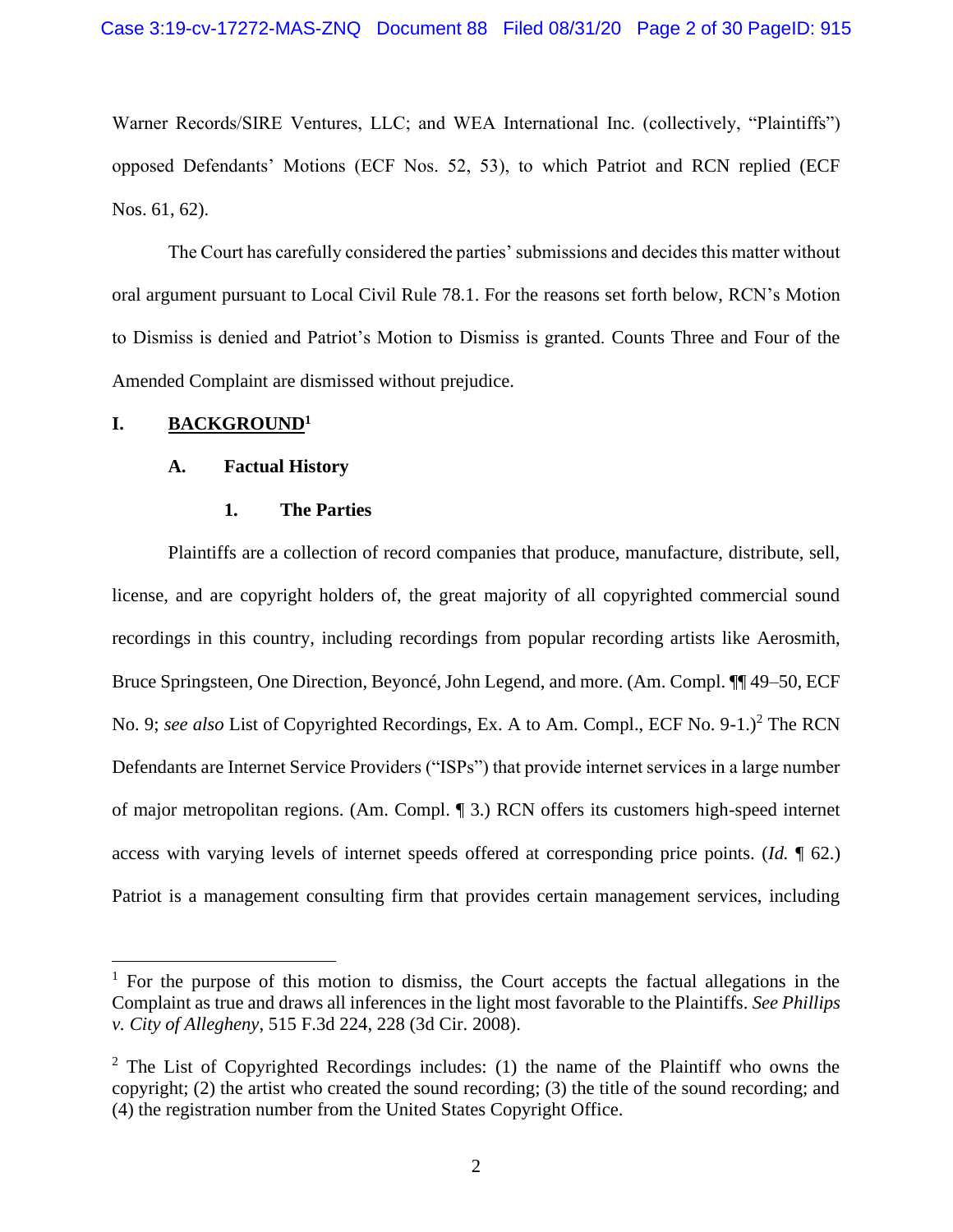Warner Records/SIRE Ventures, LLC; and WEA International Inc. (collectively, "Plaintiffs") opposed Defendants' Motions (ECF Nos. 52, 53), to which Patriot and RCN replied (ECF Nos. 61, 62).

The Court has carefully considered the parties' submissions and decides this matter without oral argument pursuant to Local Civil Rule 78.1. For the reasons set forth below, RCN's Motion to Dismiss is denied and Patriot's Motion to Dismiss is granted. Counts Three and Four of the Amended Complaint are dismissed without prejudice.

## I. BACKGROUND[1]

### A. Factual History

#### 1. The Parties

Plaintiffs are a collection of record companies that produce, manufacture, distribute, sell, license, and are copyright holders of, the great majority of all copyrighted commercial sound recordings in this country, including recordings from popular recording artists like Aerosmith, Bruce Springsteen, One Direction, Beyoncé, John Legend, and more. (Am. Compl. ¶¶ 49–50, ECF No. 9; *see also* List of Copyrighted Recordings, Ex. A to Am. Compl., ECF No. 9-1.)[2] The RCN Defendants are Internet Service Providers ("ISPs") that provide internet services in a large number of major metropolitan regions. (Am. Compl. ¶ 3.) RCN offers its customers high-speed internet access with varying levels of internet speeds offered at corresponding price points. (*Id.* ¶ 62.) Patriot is a management consulting firm that provides certain management services, including

---

[1] For the purpose of this motion to dismiss, the Court accepts the factual allegations in the Complaint as true and draws all inferences in the light most favorable to the Plaintiffs. *See Phillips v. City of Allegheny*, 515 F.3d 224, 228 (3d Cir. 2008).

[2] The List of Copyrighted Recordings includes: (1) the name of the Plaintiff who owns the copyright; (2) the artist who created the sound recording; (3) the title of the sound recording; and (4) the registration number from the United States Copyright Office.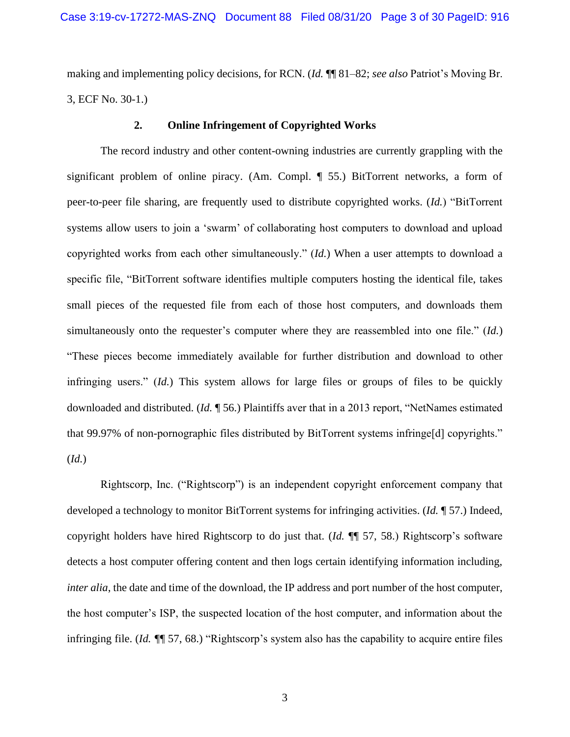making and implementing policy decisions, for RCN. (*Id.* ¶¶ 81–82; *see also* Patriot's Moving Br. 3, ECF No. 30-1.)

### 2. Online Infringement of Copyrighted Works

The record industry and other content-owning industries are currently grappling with the significant problem of online piracy. (Am. Compl. ¶ 55.) BitTorrent networks, a form of peer-to-peer file sharing, are frequently used to distribute copyrighted works. (*Id.*) "BitTorrent systems allow users to join a 'swarm' of collaborating host computers to download and upload copyrighted works from each other simultaneously." (*Id.*) When a user attempts to download a specific file, "BitTorrent software identifies multiple computers hosting the identical file, takes small pieces of the requested file from each of those host computers, and downloads them simultaneously onto the requester's computer where they are reassembled into one file." (*Id.*) "These pieces become immediately available for further distribution and download to other infringing users." (*Id.*) This system allows for large files or groups of files to be quickly downloaded and distributed. (*Id.* ¶ 56.) Plaintiffs aver that in a 2013 report, "NetNames estimated that 99.97% of non-pornographic files distributed by BitTorrent systems infringe[d] copyrights." (*Id.*)

Rightscorp, Inc. ("Rightscorp") is an independent copyright enforcement company that developed a technology to monitor BitTorrent systems for infringing activities. (*Id.* ¶ 57.) Indeed, copyright holders have hired Rightscorp to do just that. (*Id.* ¶¶ 57, 58.) Rightscorp's software detects a host computer offering content and then logs certain identifying information including, *inter alia*, the date and time of the download, the IP address and port number of the host computer, the host computer's ISP, the suspected location of the host computer, and information about the infringing file. (*Id.* ¶¶ 57, 68.) "Rightscorp's system also has the capability to acquire entire files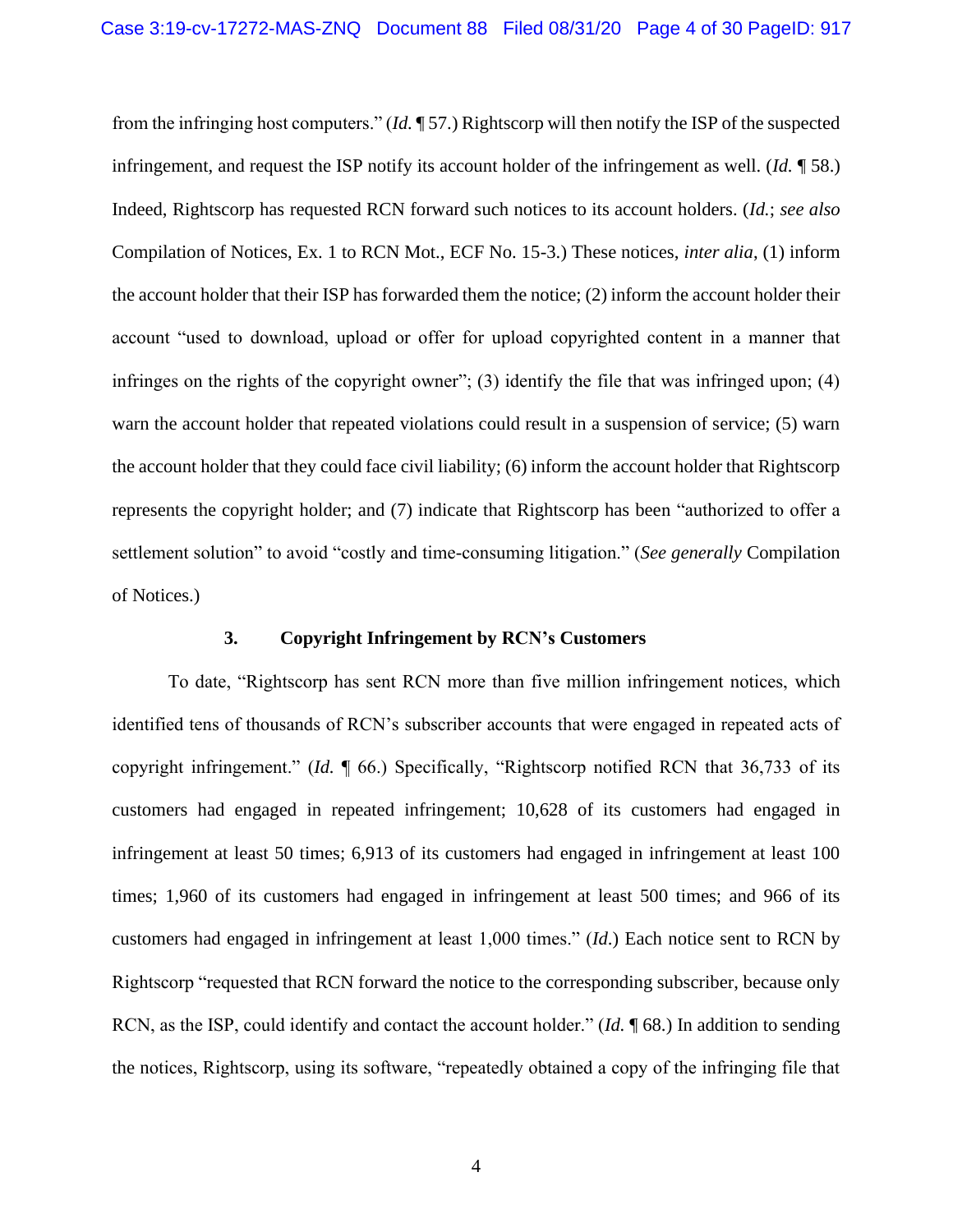from the infringing host computers." (*Id.* ¶ 57.) Rightscorp will then notify the ISP of the suspected infringement, and request the ISP notify its account holder of the infringement as well. (*Id.* ¶ 58.) Indeed, Rightscorp has requested RCN forward such notices to its account holders. (*Id.*; *see also* Compilation of Notices, Ex. 1 to RCN Mot., ECF No. 15-3.) These notices, *inter alia*, (1) inform the account holder that their ISP has forwarded them the notice; (2) inform the account holder their account "used to download, upload or offer for upload copyrighted content in a manner that infringes on the rights of the copyright owner"; (3) identify the file that was infringed upon; (4) warn the account holder that repeated violations could result in a suspension of service; (5) warn the account holder that they could face civil liability; (6) inform the account holder that Rightscorp represents the copyright holder; and (7) indicate that Rightscorp has been "authorized to offer a settlement solution" to avoid "costly and time-consuming litigation." (*See generally* Compilation of Notices.)

### 3. Copyright Infringement by RCN's Customers

To date, "Rightscorp has sent RCN more than five million infringement notices, which identified tens of thousands of RCN's subscriber accounts that were engaged in repeated acts of copyright infringement." (*Id.* ¶ 66.) Specifically, "Rightscorp notified RCN that 36,733 of its customers had engaged in repeated infringement; 10,628 of its customers had engaged in infringement at least 50 times; 6,913 of its customers had engaged in infringement at least 100 times; 1,960 of its customers had engaged in infringement at least 500 times; and 966 of its customers had engaged in infringement at least 1,000 times." (*Id.*) Each notice sent to RCN by Rightscorp "requested that RCN forward the notice to the corresponding subscriber, because only RCN, as the ISP, could identify and contact the account holder." (*Id.* ¶ 68.) In addition to sending the notices, Rightscorp, using its software, "repeatedly obtained a copy of the infringing file that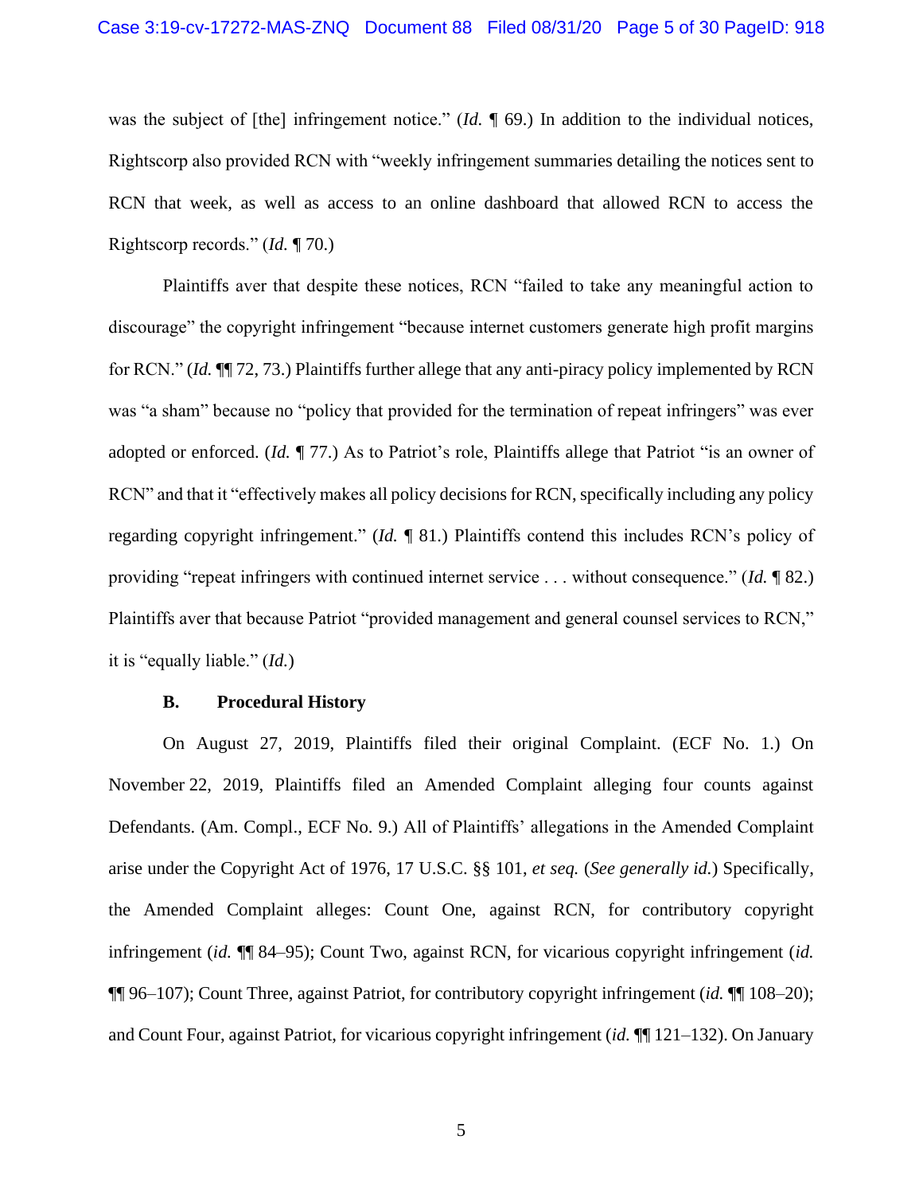was the subject of [the] infringement notice." (*Id.* ¶ 69.) In addition to the individual notices, Rightscorp also provided RCN with "weekly infringement summaries detailing the notices sent to RCN that week, as well as access to an online dashboard that allowed RCN to access the Rightscorp records." (*Id.* ¶ 70.)

Plaintiffs aver that despite these notices, RCN "failed to take any meaningful action to discourage" the copyright infringement "because internet customers generate high profit margins for RCN." (*Id.* ¶¶ 72, 73.) Plaintiffs further allege that any anti-piracy policy implemented by RCN was "a sham" because no "policy that provided for the termination of repeat infringers" was ever adopted or enforced. (*Id.* ¶ 77.) As to Patriot's role, Plaintiffs allege that Patriot "is an owner of RCN" and that it "effectively makes all policy decisions for RCN, specifically including any policy regarding copyright infringement." (*Id.* ¶ 81.) Plaintiffs contend this includes RCN's policy of providing "repeat infringers with continued internet service . . . without consequence." (*Id.* ¶ 82.) Plaintiffs aver that because Patriot "provided management and general counsel services to RCN," it is "equally liable." (*Id.*)

### B. Procedural History

On August 27, 2019, Plaintiffs filed their original Complaint. (ECF No. 1.) On November 22, 2019, Plaintiffs filed an Amended Complaint alleging four counts against Defendants. (Am. Compl., ECF No. 9.) All of Plaintiffs' allegations in the Amended Complaint arise under the Copyright Act of 1976, 17 U.S.C. §§ 101, *et seq.* (*See generally id.*) Specifically, the Amended Complaint alleges: Count One, against RCN, for contributory copyright infringement (*id.* ¶¶ 84–95); Count Two, against RCN, for vicarious copyright infringement (*id.* ¶¶ 96–107); Count Three, against Patriot, for contributory copyright infringement (*id.* ¶¶ 108–20); and Count Four, against Patriot, for vicarious copyright infringement (*id.* ¶¶ 121–132). On January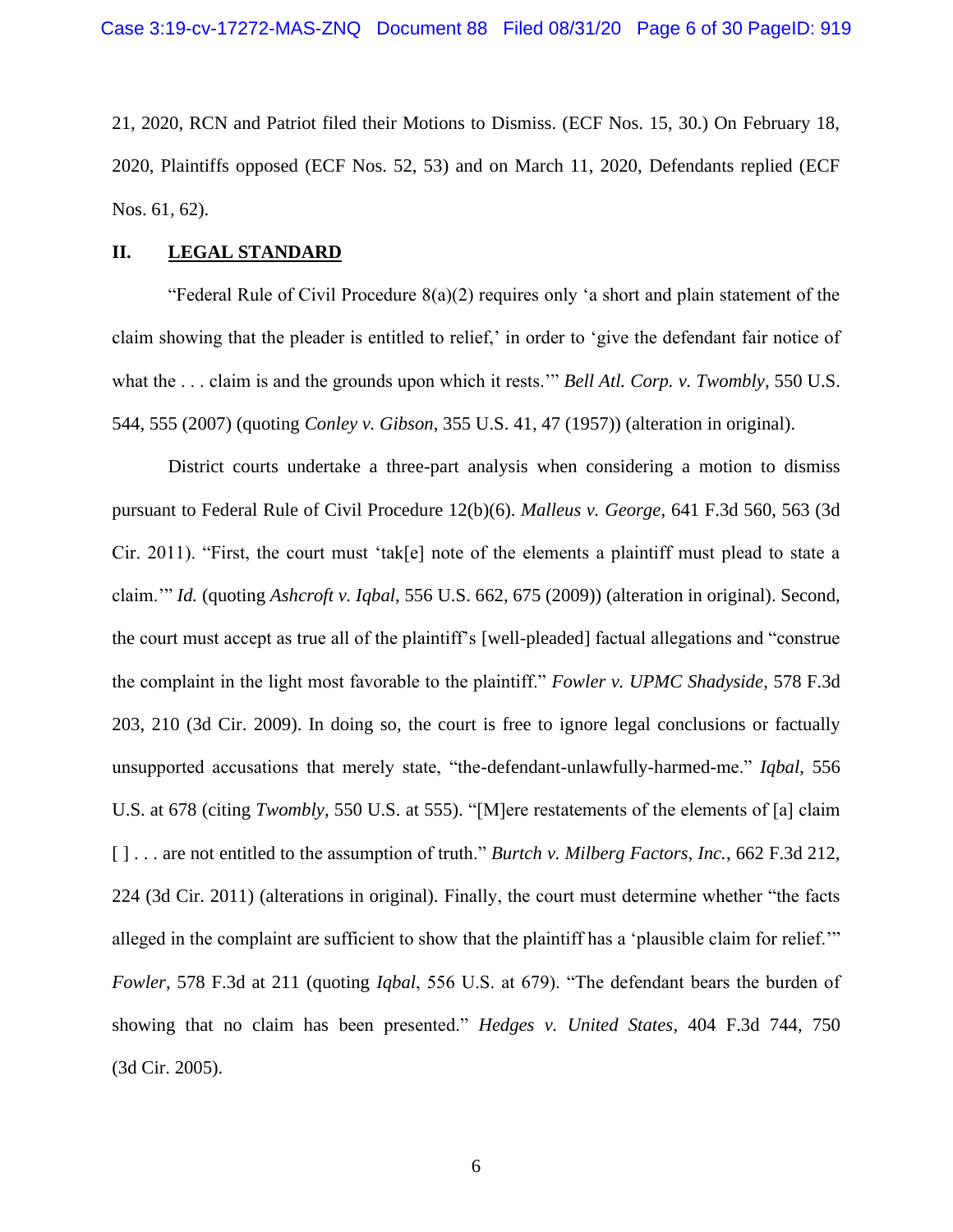21, 2020, RCN and Patriot filed their Motions to Dismiss. (ECF Nos. 15, 30.) On February 18, 2020, Plaintiffs opposed (ECF Nos. 52, 53) and on March 11, 2020, Defendants replied (ECF Nos. 61, 62).

## II. **LEGAL STANDARD**

"Federal Rule of Civil Procedure 8(a)(2) requires only 'a short and plain statement of the claim showing that the pleader is entitled to relief,' in order to 'give the defendant fair notice of what the . . . claim is and the grounds upon which it rests.'" *Bell Atl. Corp. v. Twombly*, 550 U.S. 544, 555 (2007) (quoting *Conley v. Gibson*, 355 U.S. 41, 47 (1957)) (alteration in original).

District courts undertake a three-part analysis when considering a motion to dismiss pursuant to Federal Rule of Civil Procedure 12(b)(6). *Malleus v. George*, 641 F.3d 560, 563 (3d Cir. 2011). "First, the court must 'tak[e] note of the elements a plaintiff must plead to state a claim.'" *Id.* (quoting *Ashcroft v. Iqbal*, 556 U.S. 662, 675 (2009)) (alteration in original). Second, the court must accept as true all of the plaintiff's [well-pleaded] factual allegations and "construe the complaint in the light most favorable to the plaintiff." *Fowler v. UPMC Shadyside*, 578 F.3d 203, 210 (3d Cir. 2009). In doing so, the court is free to ignore legal conclusions or factually unsupported accusations that merely state, "the-defendant-unlawfully-harmed-me." *Iqbal*, 556 U.S. at 678 (citing *Twombly*, 550 U.S. at 555). "[M]ere restatements of the elements of [a] claim [ ] . . . are not entitled to the assumption of truth." *Burtch v. Milberg Factors, Inc.*, 662 F.3d 212, 224 (3d Cir. 2011) (alterations in original). Finally, the court must determine whether "the facts alleged in the complaint are sufficient to show that the plaintiff has a 'plausible claim for relief.'" *Fowler*, 578 F.3d at 211 (quoting *Iqbal*, 556 U.S. at 679). "The defendant bears the burden of showing that no claim has been presented." *Hedges v. United States*, 404 F.3d 744, 750 (3d Cir. 2005).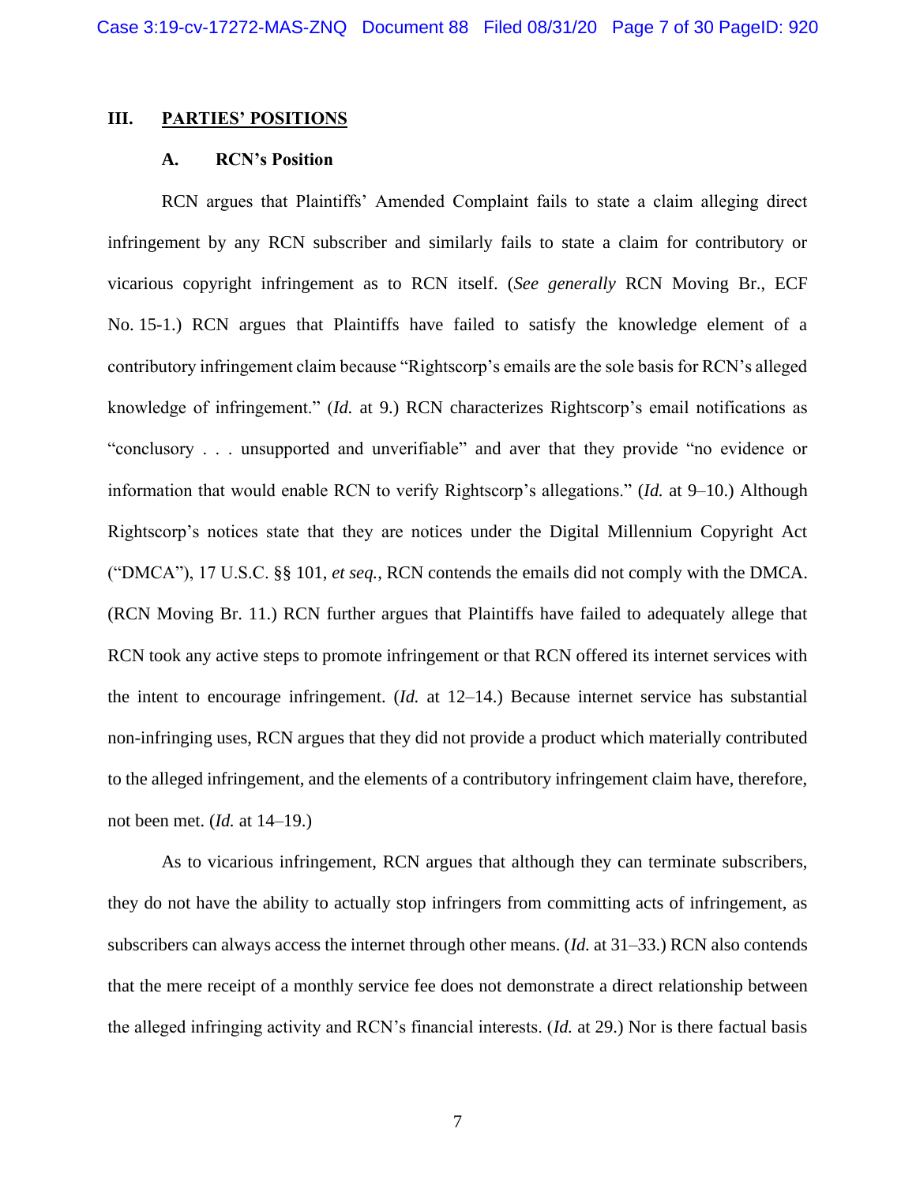## III. PARTIES' POSITIONS

### A. RCN's Position

RCN argues that Plaintiffs' Amended Complaint fails to state a claim alleging direct infringement by any RCN subscriber and similarly fails to state a claim for contributory or vicarious copyright infringement as to RCN itself. (*See generally* RCN Moving Br., ECF No. 15-1.) RCN argues that Plaintiffs have failed to satisfy the knowledge element of a contributory infringement claim because "Rightscorp's emails are the sole basis for RCN's alleged knowledge of infringement." (*Id.* at 9.) RCN characterizes Rightscorp's email notifications as "conclusory . . . unsupported and unverifiable" and aver that they provide "no evidence or information that would enable RCN to verify Rightscorp's allegations." (*Id.* at 9–10.) Although Rightscorp's notices state that they are notices under the Digital Millennium Copyright Act ("DMCA"), 17 U.S.C. §§ 101, *et seq.*, RCN contends the emails did not comply with the DMCA. (RCN Moving Br. 11.) RCN further argues that Plaintiffs have failed to adequately allege that RCN took any active steps to promote infringement or that RCN offered its internet services with the intent to encourage infringement. (*Id.* at 12–14.) Because internet service has substantial non-infringing uses, RCN argues that they did not provide a product which materially contributed to the alleged infringement, and the elements of a contributory infringement claim have, therefore, not been met. (*Id.* at 14–19.)

As to vicarious infringement, RCN argues that although they can terminate subscribers, they do not have the ability to actually stop infringers from committing acts of infringement, as subscribers can always access the internet through other means. (*Id.* at 31–33.) RCN also contends that the mere receipt of a monthly service fee does not demonstrate a direct relationship between the alleged infringing activity and RCN's financial interests. (*Id.* at 29.) Nor is there factual basis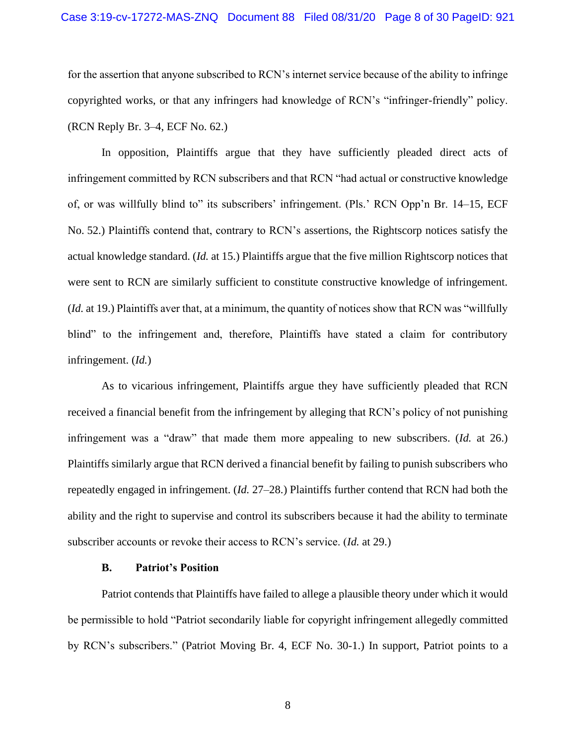for the assertion that anyone subscribed to RCN's internet service because of the ability to infringe copyrighted works, or that any infringers had knowledge of RCN's "infringer-friendly" policy. (RCN Reply Br. 3–4, ECF No. 62.)

In opposition, Plaintiffs argue that they have sufficiently pleaded direct acts of infringement committed by RCN subscribers and that RCN "had actual or constructive knowledge of, or was willfully blind to" its subscribers' infringement. (Pls.' RCN Opp'n Br. 14–15, ECF No. 52.) Plaintiffs contend that, contrary to RCN's assertions, the Rightscorp notices satisfy the actual knowledge standard. (*Id.* at 15.) Plaintiffs argue that the five million Rightscorp notices that were sent to RCN are similarly sufficient to constitute constructive knowledge of infringement. (*Id.* at 19.) Plaintiffs aver that, at a minimum, the quantity of notices show that RCN was "willfully blind" to the infringement and, therefore, Plaintiffs have stated a claim for contributory infringement. (*Id.*)

As to vicarious infringement, Plaintiffs argue they have sufficiently pleaded that RCN received a financial benefit from the infringement by alleging that RCN's policy of not punishing infringement was a "draw" that made them more appealing to new subscribers. (*Id.* at 26.) Plaintiffs similarly argue that RCN derived a financial benefit by failing to punish subscribers who repeatedly engaged in infringement. (*Id.* 27–28.) Plaintiffs further contend that RCN had both the ability and the right to supervise and control its subscribers because it had the ability to terminate subscriber accounts or revoke their access to RCN's service. (*Id.* at 29.)

### B. Patriot's Position

Patriot contends that Plaintiffs have failed to allege a plausible theory under which it would be permissible to hold "Patriot secondarily liable for copyright infringement allegedly committed by RCN's subscribers." (Patriot Moving Br. 4, ECF No. 30-1.) In support, Patriot points to a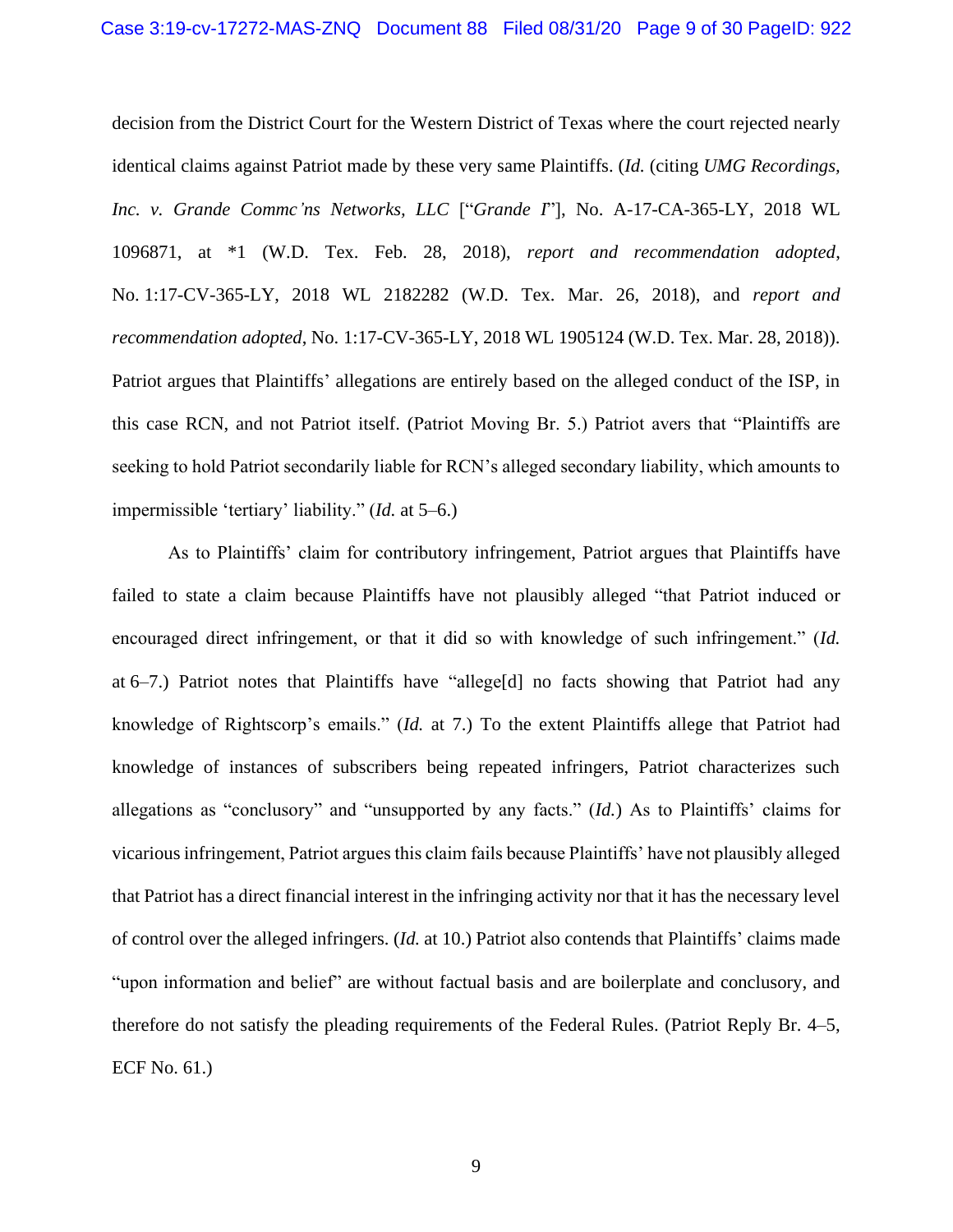decision from the District Court for the Western District of Texas where the court rejected nearly identical claims against Patriot made by these very same Plaintiffs. (*Id.* (citing *UMG Recordings, Inc. v. Grande Commc'ns Networks, LLC* ["*Grande I*"], No. A-17-CA-365-LY, 2018 WL 1096871, at *1 (W.D. Tex. Feb. 28, 2018), *report and recommendation adopted*, No. 1:17-CV-365-LY, 2018 WL 2182282 (W.D. Tex. Mar. 26, 2018), and *report and recommendation adopted*, No. 1:17-CV-365-LY, 2018 WL 1905124 (W.D. Tex. Mar. 28, 2018)). Patriot argues that Plaintiffs' allegations are entirely based on the alleged conduct of the ISP, in this case RCN, and not Patriot itself. (Patriot Moving Br. 5.) Patriot avers that "Plaintiffs are seeking to hold Patriot secondarily liable for RCN's alleged secondary liability, which amounts to impermissible 'tertiary' liability." (*Id.* at 5–6.)

As to Plaintiffs' claim for contributory infringement, Patriot argues that Plaintiffs have failed to state a claim because Plaintiffs have not plausibly alleged "that Patriot induced or encouraged direct infringement, or that it did so with knowledge of such infringement." (*Id.* at 6–7.) Patriot notes that Plaintiffs have "allege[d] no facts showing that Patriot had any knowledge of Rightscorp's emails." (*Id.* at 7.) To the extent Plaintiffs allege that Patriot had knowledge of instances of subscribers being repeated infringers, Patriot characterizes such allegations as "conclusory" and "unsupported by any facts." (*Id.*) As to Plaintiffs' claims for vicarious infringement, Patriot argues this claim fails because Plaintiffs' have not plausibly alleged that Patriot has a direct financial interest in the infringing activity nor that it has the necessary level of control over the alleged infringers. (*Id.* at 10.) Patriot also contends that Plaintiffs' claims made "upon information and belief" are without factual basis and are boilerplate and conclusory, and therefore do not satisfy the pleading requirements of the Federal Rules. (Patriot Reply Br. 4–5, ECF No. 61.)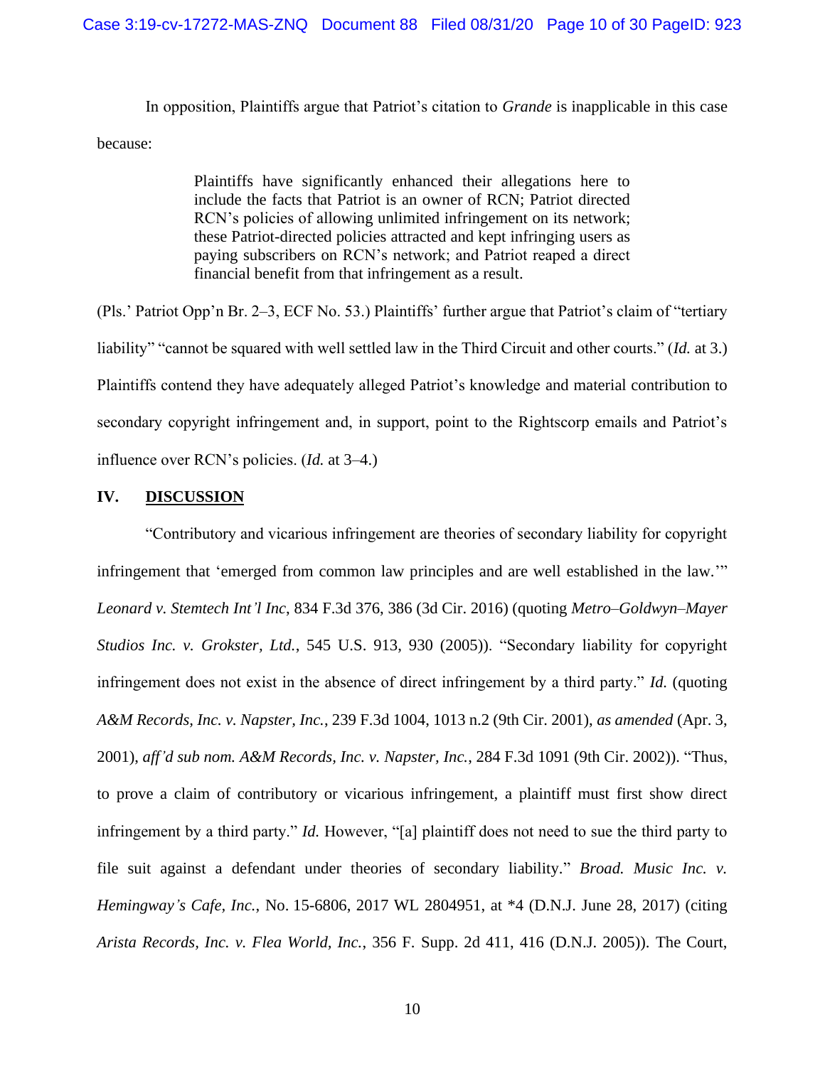In opposition, Plaintiffs argue that Patriot's citation to *Grande* is inapplicable in this case because:

> Plaintiffs have significantly enhanced their allegations here to include the facts that Patriot is an owner of RCN; Patriot directed RCN's policies of allowing unlimited infringement on its network; these Patriot-directed policies attracted and kept infringing users as paying subscribers on RCN's network; and Patriot reaped a direct financial benefit from that infringement as a result.

(Pls.' Patriot Opp'n Br. 2–3, ECF No. 53.) Plaintiffs' further argue that Patriot's claim of "tertiary liability" "cannot be squared with well settled law in the Third Circuit and other courts." (*Id.* at 3.) Plaintiffs contend they have adequately alleged Patriot's knowledge and material contribution to secondary copyright infringement and, in support, point to the Rightscorp emails and Patriot's influence over RCN's policies. (*Id.* at 3–4.)

## IV. DISCUSSION

"Contributory and vicarious infringement are theories of secondary liability for copyright infringement that 'emerged from common law principles and are well established in the law.'" *Leonard v. Stemtech Int'l Inc*, 834 F.3d 376, 386 (3d Cir. 2016) (quoting *Metro–Goldwyn–Mayer Studios Inc. v. Grokster, Ltd.*, 545 U.S. 913, 930 (2005)). "Secondary liability for copyright infringement does not exist in the absence of direct infringement by a third party." *Id.* (quoting *A&M Records, Inc. v. Napster, Inc.*, 239 F.3d 1004, 1013 n.2 (9th Cir. 2001), *as amended* (Apr. 3, 2001), *aff'd sub nom. A&M Records, Inc. v. Napster, Inc.*, 284 F.3d 1091 (9th Cir. 2002)). "Thus, to prove a claim of contributory or vicarious infringement, a plaintiff must first show direct infringement by a third party." *Id.* However, "[a] plaintiff does not need to sue the third party to file suit against a defendant under theories of secondary liability." *Broad. Music Inc. v. Hemingway's Cafe, Inc.*, No. 15-6806, 2017 WL 2804951, at *4 (D.N.J. June 28, 2017) (citing *Arista Records, Inc. v. Flea World, Inc.*, 356 F. Supp. 2d 411, 416 (D.N.J. 2005)). The Court,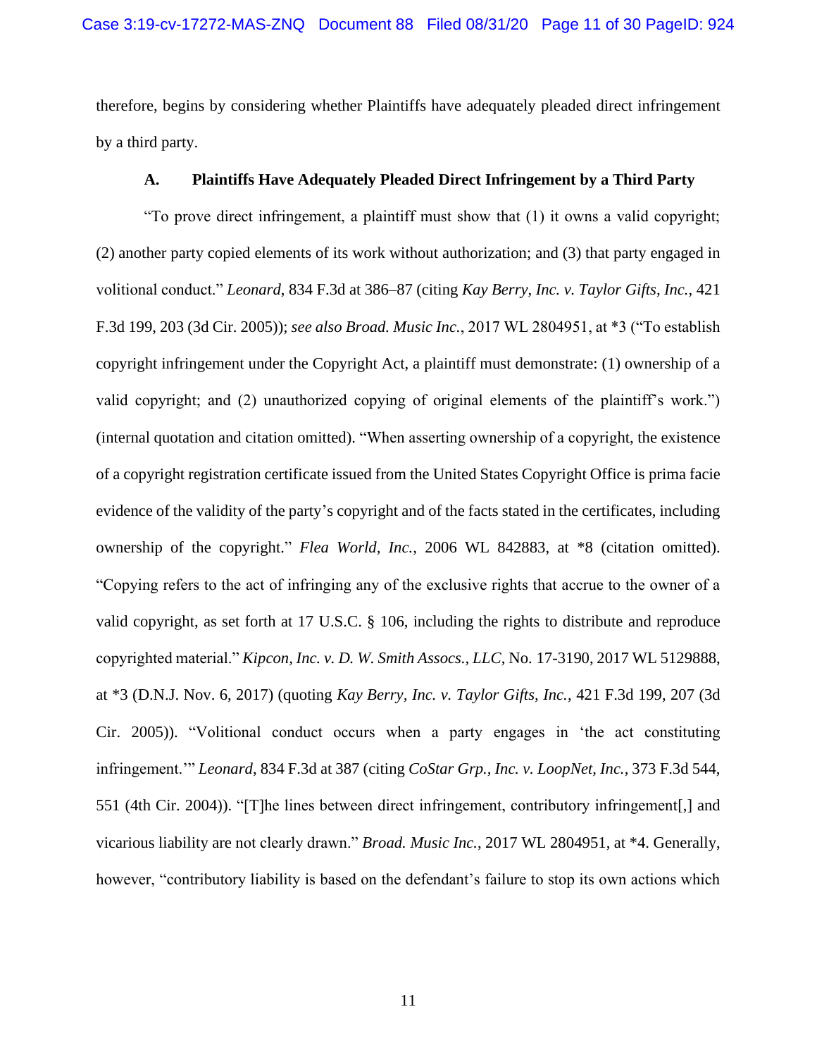therefore, begins by considering whether Plaintiffs have adequately pleaded direct infringement by a third party.

### A. Plaintiffs Have Adequately Pleaded Direct Infringement by a Third Party

"To prove direct infringement, a plaintiff must show that (1) it owns a valid copyright; (2) another party copied elements of its work without authorization; and (3) that party engaged in volitional conduct." *Leonard*, 834 F.3d at 386–87 (citing *Kay Berry, Inc. v. Taylor Gifts, Inc.*, 421 F.3d 199, 203 (3d Cir. 2005)); *see also Broad. Music Inc.*, 2017 WL 2804951, at *3 ("To establish copyright infringement under the Copyright Act, a plaintiff must demonstrate: (1) ownership of a valid copyright; and (2) unauthorized copying of original elements of the plaintiff's work.") (internal quotation and citation omitted). "When asserting ownership of a copyright, the existence of a copyright registration certificate issued from the United States Copyright Office is prima facie evidence of the validity of the party's copyright and of the facts stated in the certificates, including ownership of the copyright." *Flea World, Inc.*, 2006 WL 842883, at *8 (citation omitted). "Copying refers to the act of infringing any of the exclusive rights that accrue to the owner of a valid copyright, as set forth at 17 U.S.C. § 106, including the rights to distribute and reproduce copyrighted material." *Kipcon, Inc. v. D. W. Smith Assocs., LLC*, No. 17-3190, 2017 WL 5129888, at *3 (D.N.J. Nov. 6, 2017) (quoting *Kay Berry, Inc. v. Taylor Gifts, Inc.*, 421 F.3d 199, 207 (3d Cir. 2005)). "Volitional conduct occurs when a party engages in 'the act constituting infringement.'" *Leonard*, 834 F.3d at 387 (citing *CoStar Grp., Inc. v. LoopNet, Inc.*, 373 F.3d 544, 551 (4th Cir. 2004)). "[T]he lines between direct infringement, contributory infringement[,] and vicarious liability are not clearly drawn." *Broad. Music Inc.*, 2017 WL 2804951, at *4. Generally, however, "contributory liability is based on the defendant's failure to stop its own actions which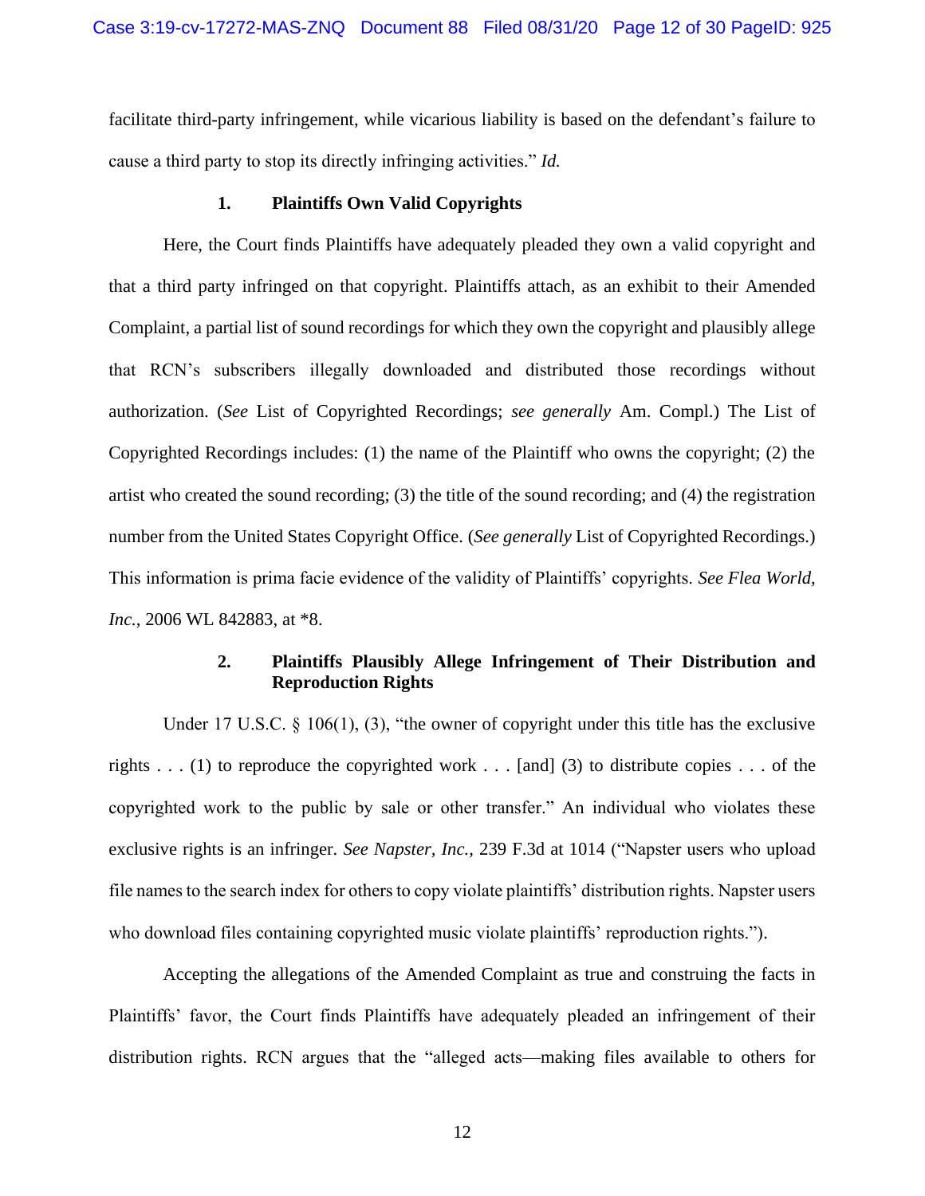facilitate third-party infringement, while vicarious liability is based on the defendant's failure to cause a third party to stop its directly infringing activities." *Id.*

### 1. Plaintiffs Own Valid Copyrights

Here, the Court finds Plaintiffs have adequately pleaded they own a valid copyright and that a third party infringed on that copyright. Plaintiffs attach, as an exhibit to their Amended Complaint, a partial list of sound recordings for which they own the copyright and plausibly allege that RCN's subscribers illegally downloaded and distributed those recordings without authorization. (*See* List of Copyrighted Recordings; *see generally* Am. Compl.) The List of Copyrighted Recordings includes: (1) the name of the Plaintiff who owns the copyright; (2) the artist who created the sound recording; (3) the title of the sound recording; and (4) the registration number from the United States Copyright Office. (*See generally* List of Copyrighted Recordings.) This information is prima facie evidence of the validity of Plaintiffs' copyrights. *See Flea World, Inc.*, 2006 WL 842883, at *8.

### 2. Plaintiffs Plausibly Allege Infringement of Their Distribution and Reproduction Rights

Under 17 U.S.C. § 106(1), (3), "the owner of copyright under this title has the exclusive rights . . . (1) to reproduce the copyrighted work . . . [and] (3) to distribute copies . . . of the copyrighted work to the public by sale or other transfer." An individual who violates these exclusive rights is an infringer. *See Napster, Inc.*, 239 F.3d at 1014 ("Napster users who upload file names to the search index for others to copy violate plaintiffs' distribution rights. Napster users who download files containing copyrighted music violate plaintiffs' reproduction rights.").

Accepting the allegations of the Amended Complaint as true and construing the facts in Plaintiffs' favor, the Court finds Plaintiffs have adequately pleaded an infringement of their distribution rights. RCN argues that the "alleged acts—making files available to others for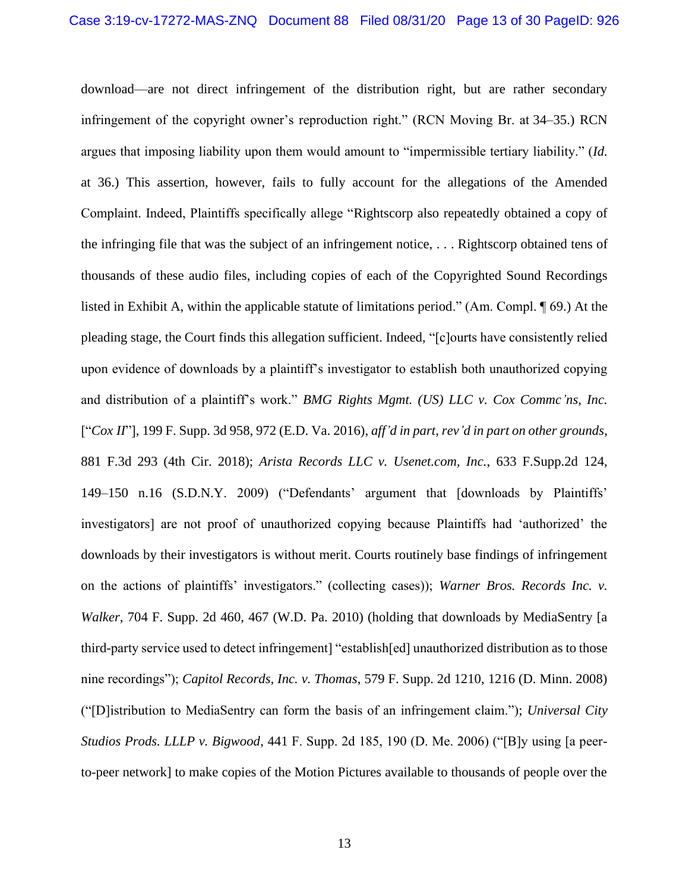download—are not direct infringement of the distribution right, but are rather secondary infringement of the copyright owner's reproduction right." (RCN Moving Br. at 34–35.) RCN argues that imposing liability upon them would amount to "impermissible tertiary liability." (*Id.* at 36.) This assertion, however, fails to fully account for the allegations of the Amended Complaint. Indeed, Plaintiffs specifically allege "Rightscorp also repeatedly obtained a copy of the infringing file that was the subject of an infringement notice, . . . Rightscorp obtained tens of thousands of these audio files, including copies of each of the Copyrighted Sound Recordings listed in Exhibit A, within the applicable statute of limitations period." (Am. Compl. ¶ 69.) At the pleading stage, the Court finds this allegation sufficient. Indeed, "[c]ourts have consistently relied upon evidence of downloads by a plaintiff's investigator to establish both unauthorized copying and distribution of a plaintiff's work." *BMG Rights Mgmt. (US) LLC v. Cox Commc'ns, Inc.* ["*Cox II*"], 199 F. Supp. 3d 958, 972 (E.D. Va. 2016), *aff'd in part, rev'd in part on other grounds*, 881 F.3d 293 (4th Cir. 2018); *Arista Records LLC v. Usenet.com, Inc.*, 633 F.Supp.2d 124, 149–150 n.16 (S.D.N.Y. 2009) ("Defendants' argument that [downloads by Plaintiffs' investigators] are not proof of unauthorized copying because Plaintiffs had 'authorized' the downloads by their investigators is without merit. Courts routinely base findings of infringement on the actions of plaintiffs' investigators." (collecting cases)); *Warner Bros. Records Inc. v. Walker*, 704 F. Supp. 2d 460, 467 (W.D. Pa. 2010) (holding that downloads by MediaSentry [a third-party service used to detect infringement] "establish[ed] unauthorized distribution as to those nine recordings"); *Capitol Records, Inc. v. Thomas*, 579 F. Supp. 2d 1210, 1216 (D. Minn. 2008) ("[D]istribution to MediaSentry can form the basis of an infringement claim."); *Universal City Studios Prods. LLLP v. Bigwood*, 441 F. Supp. 2d 185, 190 (D. Me. 2006) ("[B]y using [a peer-to-peer network] to make copies of the Motion Pictures available to thousands of people over the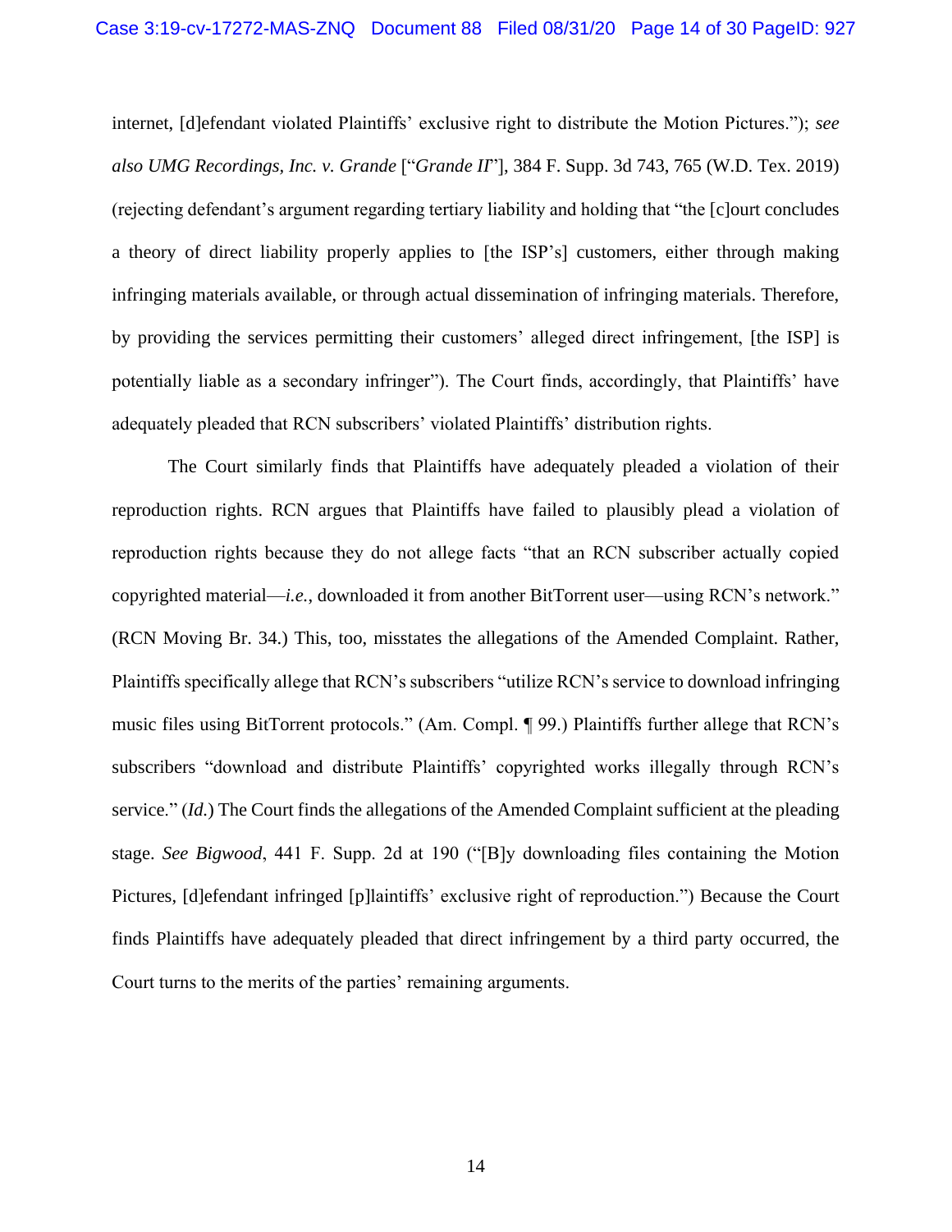internet, [d]efendant violated Plaintiffs' exclusive right to distribute the Motion Pictures."); *see also UMG Recordings, Inc. v. Grande* ["*Grande II*"], 384 F. Supp. 3d 743, 765 (W.D. Tex. 2019) (rejecting defendant's argument regarding tertiary liability and holding that "the [c]ourt concludes a theory of direct liability properly applies to [the ISP's] customers, either through making infringing materials available, or through actual dissemination of infringing materials. Therefore, by providing the services permitting their customers' alleged direct infringement, [the ISP] is potentially liable as a secondary infringer"). The Court finds, accordingly, that Plaintiffs' have adequately pleaded that RCN subscribers' violated Plaintiffs' distribution rights.

The Court similarly finds that Plaintiffs have adequately pleaded a violation of their reproduction rights. RCN argues that Plaintiffs have failed to plausibly plead a violation of reproduction rights because they do not allege facts "that an RCN subscriber actually copied copyrighted material—*i.e.*, downloaded it from another BitTorrent user—using RCN's network." (RCN Moving Br. 34.) This, too, misstates the allegations of the Amended Complaint. Rather, Plaintiffs specifically allege that RCN's subscribers "utilize RCN's service to download infringing music files using BitTorrent protocols." (Am. Compl. ¶ 99.) Plaintiffs further allege that RCN's subscribers "download and distribute Plaintiffs' copyrighted works illegally through RCN's service." (*Id.*) The Court finds the allegations of the Amended Complaint sufficient at the pleading stage. *See Bigwood*, 441 F. Supp. 2d at 190 ("[B]y downloading files containing the Motion Pictures, [d]efendant infringed [p]laintiffs' exclusive right of reproduction.") Because the Court finds Plaintiffs have adequately pleaded that direct infringement by a third party occurred, the Court turns to the merits of the parties' remaining arguments.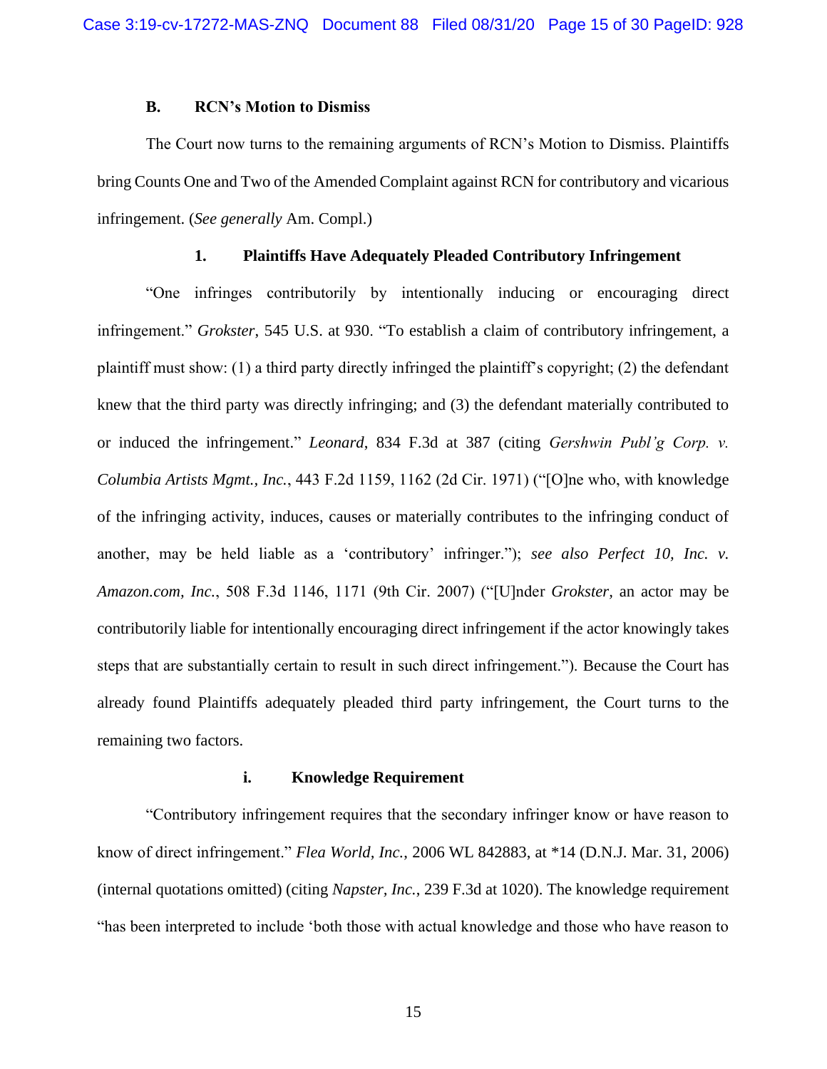### B. RCN's Motion to Dismiss

The Court now turns to the remaining arguments of RCN's Motion to Dismiss. Plaintiffs bring Counts One and Two of the Amended Complaint against RCN for contributory and vicarious infringement. (*See generally* Am. Compl.)

#### 1. Plaintiffs Have Adequately Pleaded Contributory Infringement

"One infringes contributorily by intentionally inducing or encouraging direct infringement." *Grokster*, 545 U.S. at 930. "To establish a claim of contributory infringement, a plaintiff must show: (1) a third party directly infringed the plaintiff's copyright; (2) the defendant knew that the third party was directly infringing; and (3) the defendant materially contributed to or induced the infringement." *Leonard*, 834 F.3d at 387 (citing *Gershwin Publ'g Corp. v. Columbia Artists Mgmt., Inc.*, 443 F.2d 1159, 1162 (2d Cir. 1971) ("[O]ne who, with knowledge of the infringing activity, induces, causes or materially contributes to the infringing conduct of another, may be held liable as a 'contributory' infringer."); *see also Perfect 10, Inc. v. Amazon.com, Inc.*, 508 F.3d 1146, 1171 (9th Cir. 2007) ("[U]nder *Grokster*, an actor may be contributorily liable for intentionally encouraging direct infringement if the actor knowingly takes steps that are substantially certain to result in such direct infringement."). Because the Court has already found Plaintiffs adequately pleaded third party infringement, the Court turns to the remaining two factors.

##### i. Knowledge Requirement

"Contributory infringement requires that the secondary infringer know or have reason to know of direct infringement." *Flea World, Inc.*, 2006 WL 842883, at *14 (D.N.J. Mar. 31, 2006) (internal quotations omitted) (citing *Napster, Inc.*, 239 F.3d at 1020). The knowledge requirement "has been interpreted to include 'both those with actual knowledge and those who have reason to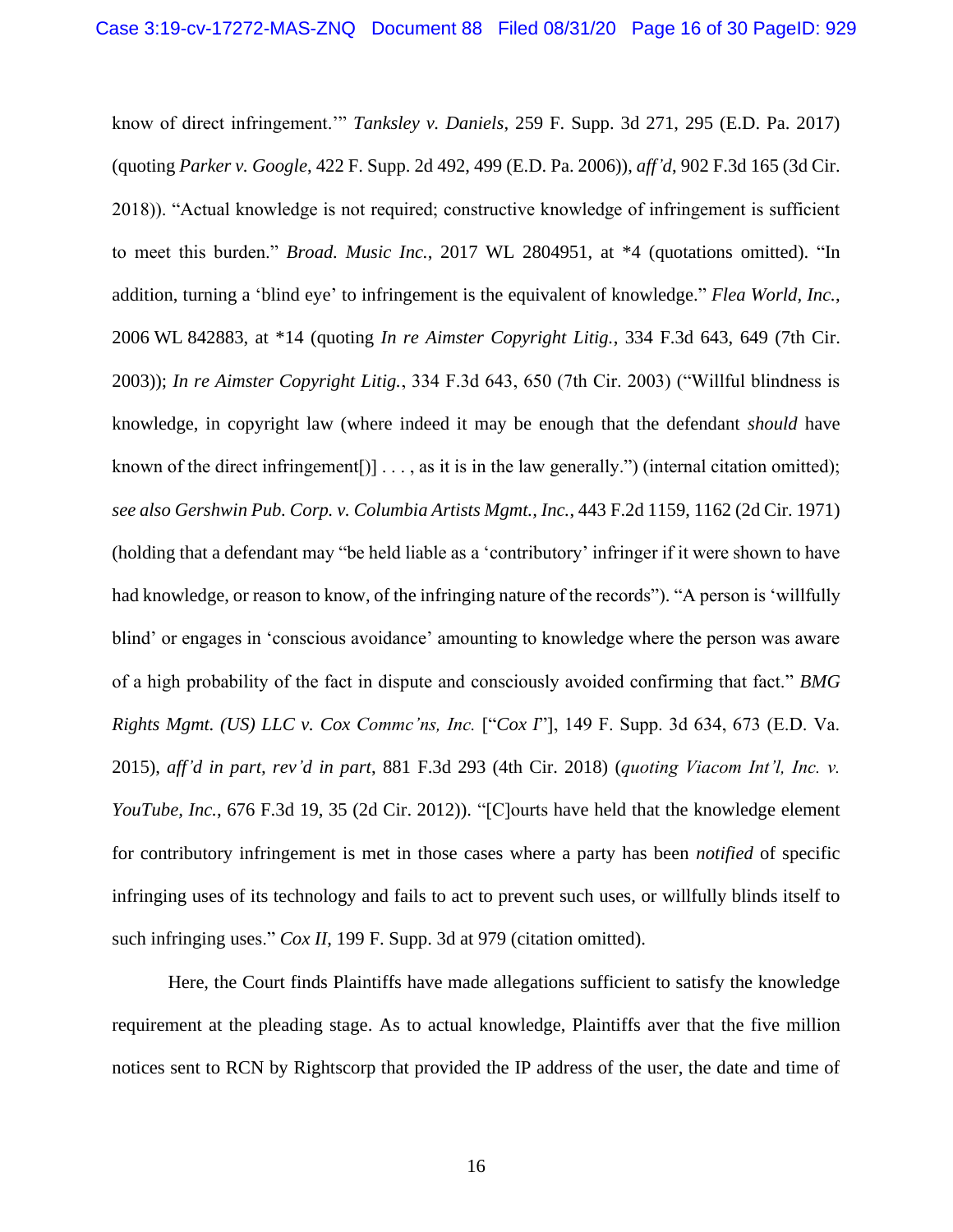know of direct infringement.'" *Tanksley v. Daniels*, 259 F. Supp. 3d 271, 295 (E.D. Pa. 2017) (quoting *Parker v. Google*, 422 F. Supp. 2d 492, 499 (E.D. Pa. 2006)), *aff'd*, 902 F.3d 165 (3d Cir. 2018)). "Actual knowledge is not required; constructive knowledge of infringement is sufficient to meet this burden." *Broad. Music Inc.*, 2017 WL 2804951, at *4 (quotations omitted). "In addition, turning a 'blind eye' to infringement is the equivalent of knowledge." *Flea World, Inc.*, 2006 WL 842883, at *14 (quoting *In re Aimster Copyright Litig.*, 334 F.3d 643, 649 (7th Cir. 2003)); *In re Aimster Copyright Litig.*, 334 F.3d 643, 650 (7th Cir. 2003) ("Willful blindness is knowledge, in copyright law (where indeed it may be enough that the defendant *should* have known of the direct infringement[)] . . . , as it is in the law generally.") (internal citation omitted); *see also Gershwin Pub. Corp. v. Columbia Artists Mgmt., Inc.*, 443 F.2d 1159, 1162 (2d Cir. 1971) (holding that a defendant may "be held liable as a 'contributory' infringer if it were shown to have had knowledge, or reason to know, of the infringing nature of the records"). "A person is 'willfully blind' or engages in 'conscious avoidance' amounting to knowledge where the person was aware of a high probability of the fact in dispute and consciously avoided confirming that fact." *BMG Rights Mgmt. (US) LLC v. Cox Commc'ns, Inc.* ["*Cox I*"], 149 F. Supp. 3d 634, 673 (E.D. Va. 2015), *aff'd in part, rev'd in part*, 881 F.3d 293 (4th Cir. 2018) (*quoting Viacom Int'l, Inc. v. YouTube, Inc.*, 676 F.3d 19, 35 (2d Cir. 2012)). "[C]ourts have held that the knowledge element for contributory infringement is met in those cases where a party has been *notified* of specific infringing uses of its technology and fails to act to prevent such uses, or willfully blinds itself to such infringing uses." *Cox II*, 199 F. Supp. 3d at 979 (citation omitted).

Here, the Court finds Plaintiffs have made allegations sufficient to satisfy the knowledge requirement at the pleading stage. As to actual knowledge, Plaintiffs aver that the five million notices sent to RCN by Rightscorp that provided the IP address of the user, the date and time of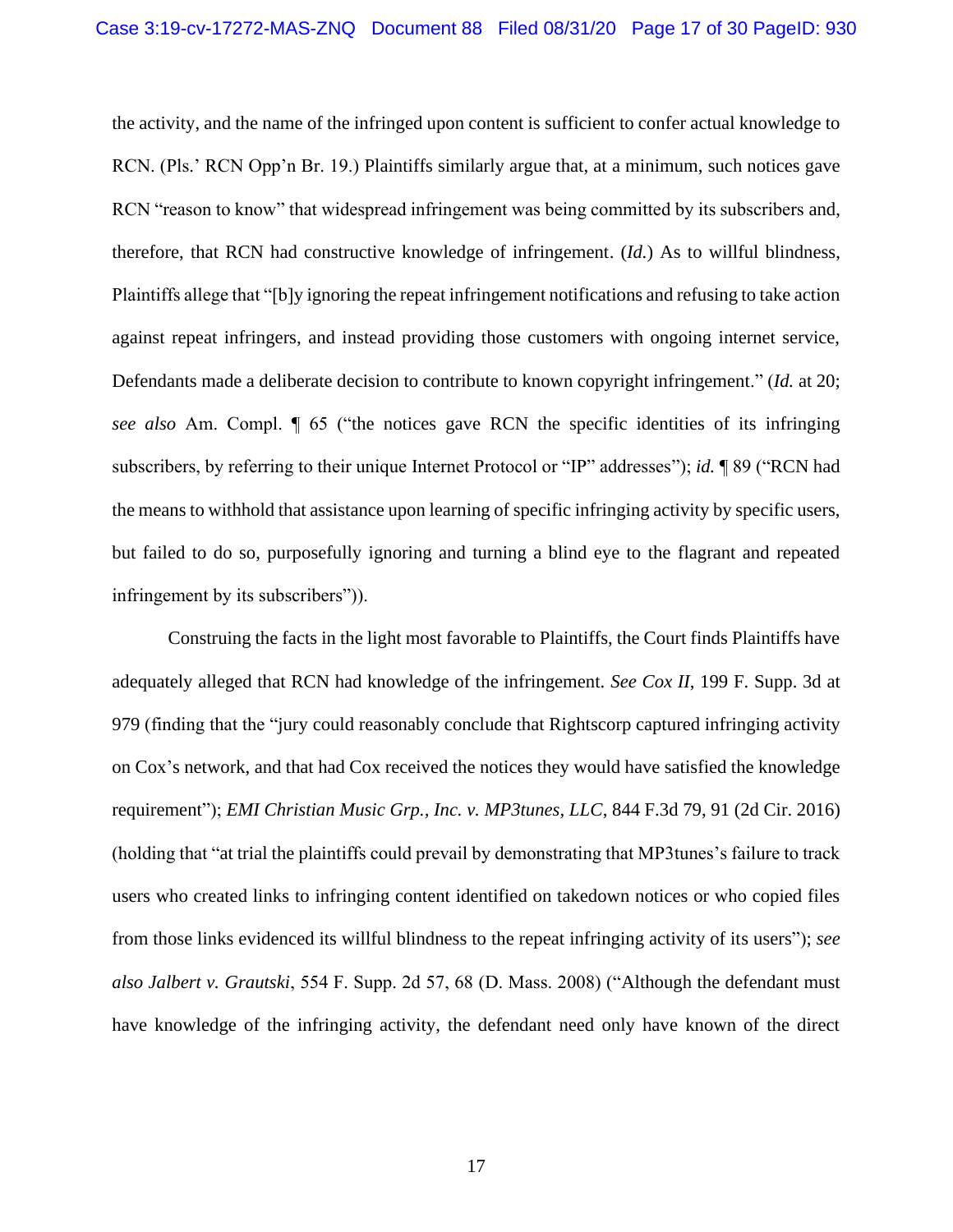the activity, and the name of the infringed upon content is sufficient to confer actual knowledge to RCN. (Pls.' RCN Opp'n Br. 19.) Plaintiffs similarly argue that, at a minimum, such notices gave RCN "reason to know" that widespread infringement was being committed by its subscribers and, therefore, that RCN had constructive knowledge of infringement. (*Id.*) As to willful blindness, Plaintiffs allege that "[b]y ignoring the repeat infringement notifications and refusing to take action against repeat infringers, and instead providing those customers with ongoing internet service, Defendants made a deliberate decision to contribute to known copyright infringement." (*Id.* at 20; *see also* Am. Compl. ¶ 65 ("the notices gave RCN the specific identities of its infringing subscribers, by referring to their unique Internet Protocol or "IP" addresses"); *id.* ¶ 89 ("RCN had the means to withhold that assistance upon learning of specific infringing activity by specific users, but failed to do so, purposefully ignoring and turning a blind eye to the flagrant and repeated infringement by its subscribers")).

Construing the facts in the light most favorable to Plaintiffs, the Court finds Plaintiffs have adequately alleged that RCN had knowledge of the infringement. *See Cox II*, 199 F. Supp. 3d at 979 (finding that the "jury could reasonably conclude that Rightscorp captured infringing activity on Cox's network, and that had Cox received the notices they would have satisfied the knowledge requirement"); *EMI Christian Music Grp., Inc. v. MP3tunes, LLC*, 844 F.3d 79, 91 (2d Cir. 2016) (holding that "at trial the plaintiffs could prevail by demonstrating that MP3tunes's failure to track users who created links to infringing content identified on takedown notices or who copied files from those links evidenced its willful blindness to the repeat infringing activity of its users"); *see also Jalbert v. Grautski*, 554 F. Supp. 2d 57, 68 (D. Mass. 2008) ("Although the defendant must have knowledge of the infringing activity, the defendant need only have known of the direct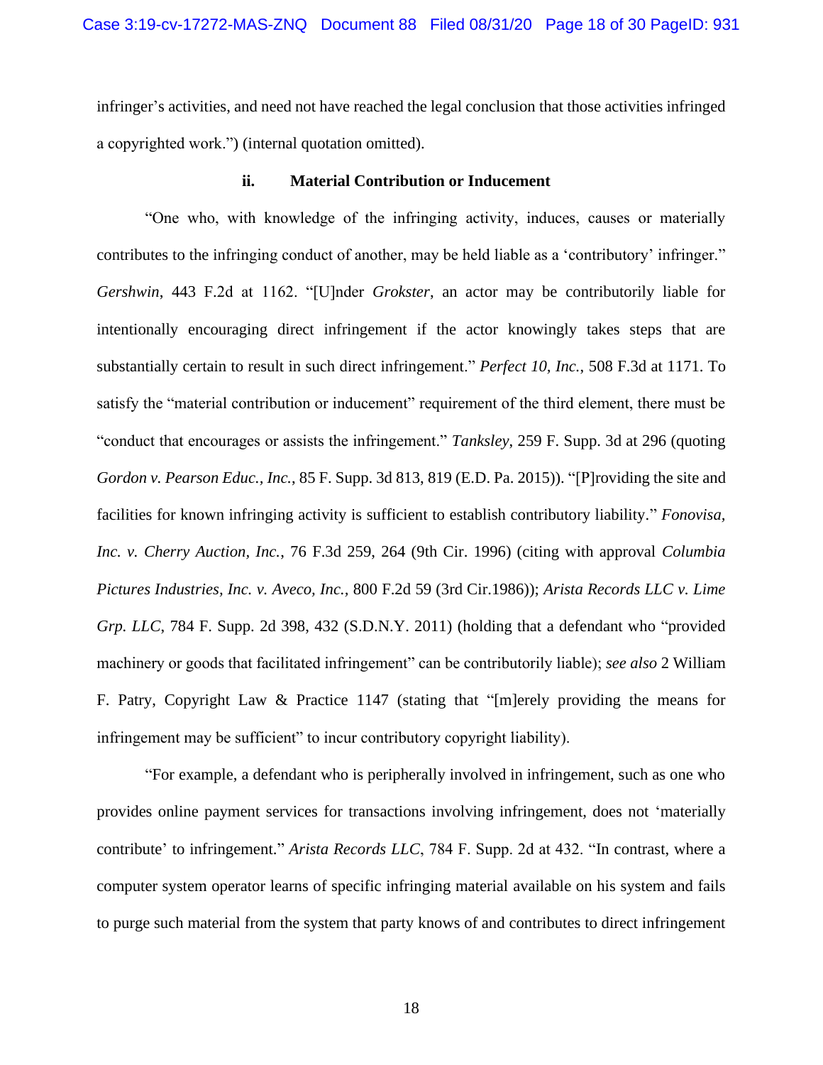infringer's activities, and need not have reached the legal conclusion that those activities infringed a copyrighted work.") (internal quotation omitted).

#### ii. Material Contribution or Inducement

"One who, with knowledge of the infringing activity, induces, causes or materially contributes to the infringing conduct of another, may be held liable as a 'contributory' infringer." *Gershwin*, 443 F.2d at 1162. "[U]nder *Grokster*, an actor may be contributorily liable for intentionally encouraging direct infringement if the actor knowingly takes steps that are substantially certain to result in such direct infringement." *Perfect 10, Inc.*, 508 F.3d at 1171. To satisfy the "material contribution or inducement" requirement of the third element, there must be "conduct that encourages or assists the infringement." *Tanksley*, 259 F. Supp. 3d at 296 (quoting *Gordon v. Pearson Educ., Inc.*, 85 F. Supp. 3d 813, 819 (E.D. Pa. 2015)). "[P]roviding the site and facilities for known infringing activity is sufficient to establish contributory liability." *Fonovisa, Inc. v. Cherry Auction, Inc.*, 76 F.3d 259, 264 (9th Cir. 1996) (citing with approval *Columbia Pictures Industries, Inc. v. Aveco, Inc.*, 800 F.2d 59 (3rd Cir.1986)); *Arista Records LLC v. Lime Grp. LLC*, 784 F. Supp. 2d 398, 432 (S.D.N.Y. 2011) (holding that a defendant who "provided machinery or goods that facilitated infringement" can be contributorily liable); *see also* 2 William F. Patry, Copyright Law & Practice 1147 (stating that "[m]erely providing the means for infringement may be sufficient" to incur contributory copyright liability).

"For example, a defendant who is peripherally involved in infringement, such as one who provides online payment services for transactions involving infringement, does not 'materially contribute' to infringement." *Arista Records LLC*, 784 F. Supp. 2d at 432. "In contrast, where a computer system operator learns of specific infringing material available on his system and fails to purge such material from the system that party knows of and contributes to direct infringement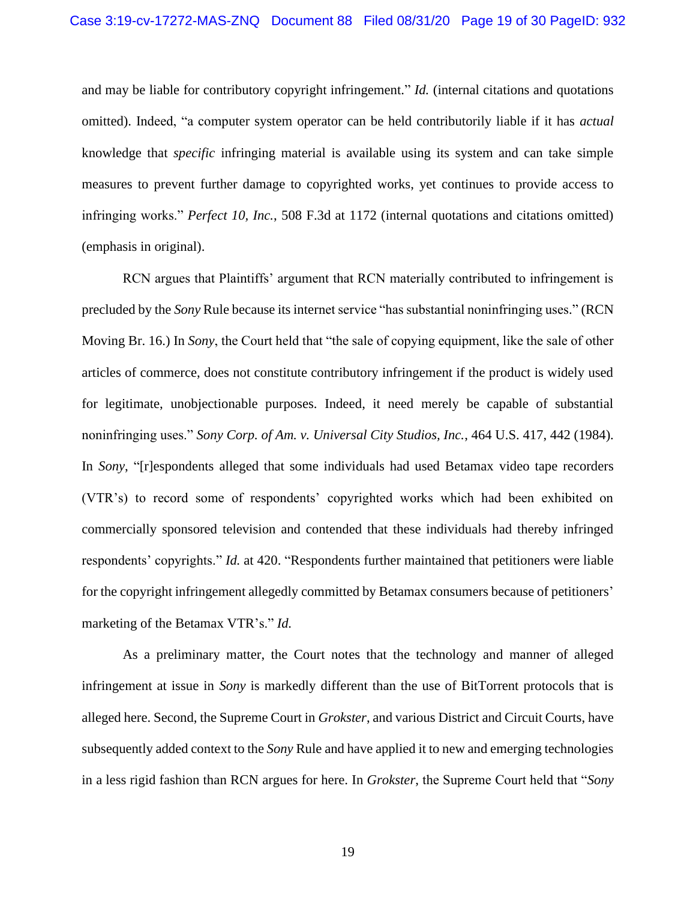and may be liable for contributory copyright infringement." *Id.* (internal citations and quotations omitted). Indeed, "a computer system operator can be held contributorily liable if it has *actual* knowledge that *specific* infringing material is available using its system and can take simple measures to prevent further damage to copyrighted works, yet continues to provide access to infringing works." *Perfect 10, Inc.*, 508 F.3d at 1172 (internal quotations and citations omitted) (emphasis in original).

RCN argues that Plaintiffs' argument that RCN materially contributed to infringement is precluded by the *Sony* Rule because its internet service "has substantial noninfringing uses." (RCN Moving Br. 16.) In *Sony*, the Court held that "the sale of copying equipment, like the sale of other articles of commerce, does not constitute contributory infringement if the product is widely used for legitimate, unobjectionable purposes. Indeed, it need merely be capable of substantial noninfringing uses." *Sony Corp. of Am. v. Universal City Studios, Inc.*, 464 U.S. 417, 442 (1984). In *Sony*, "[r]espondents alleged that some individuals had used Betamax video tape recorders (VTR's) to record some of respondents' copyrighted works which had been exhibited on commercially sponsored television and contended that these individuals had thereby infringed respondents' copyrights." *Id.* at 420. "Respondents further maintained that petitioners were liable for the copyright infringement allegedly committed by Betamax consumers because of petitioners' marketing of the Betamax VTR's." *Id.*

As a preliminary matter, the Court notes that the technology and manner of alleged infringement at issue in *Sony* is markedly different than the use of BitTorrent protocols that is alleged here. Second, the Supreme Court in *Grokster*, and various District and Circuit Courts, have subsequently added context to the *Sony* Rule and have applied it to new and emerging technologies in a less rigid fashion than RCN argues for here. In *Grokster*, the Supreme Court held that "*Sony*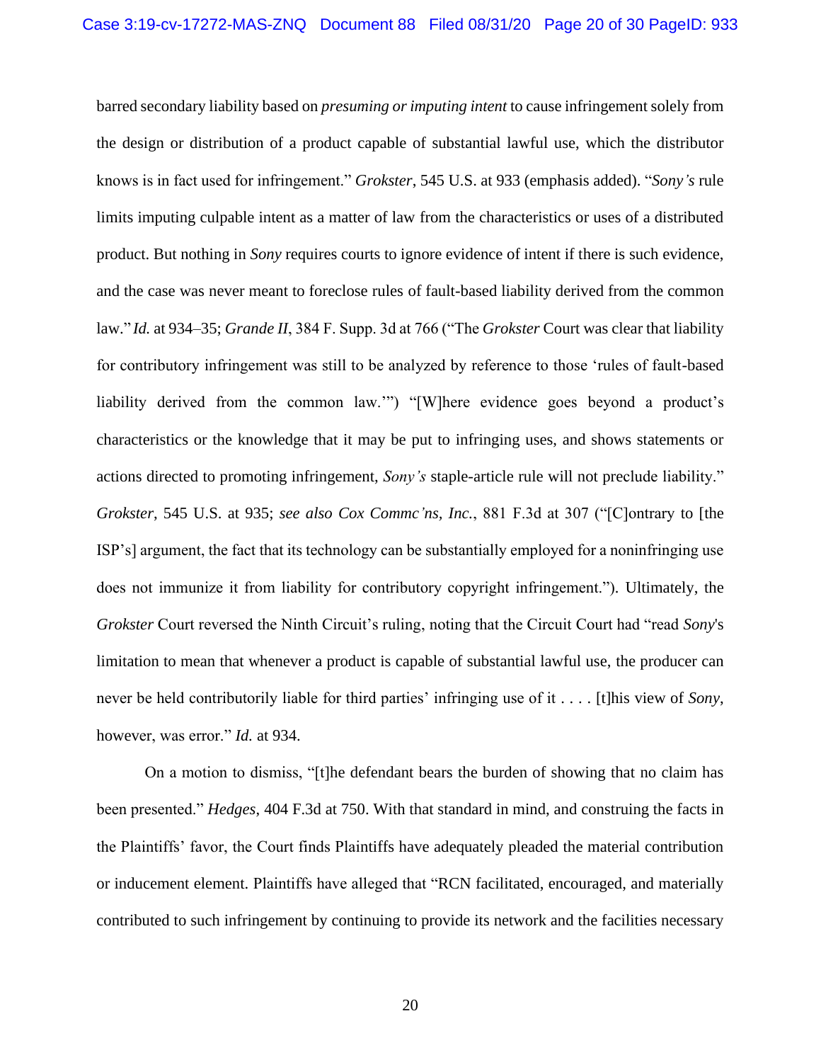barred secondary liability based on *presuming or imputing intent* to cause infringement solely from the design or distribution of a product capable of substantial lawful use, which the distributor knows is in fact used for infringement." *Grokster*, 545 U.S. at 933 (emphasis added). "*Sony's* rule limits imputing culpable intent as a matter of law from the characteristics or uses of a distributed product. But nothing in *Sony* requires courts to ignore evidence of intent if there is such evidence, and the case was never meant to foreclose rules of fault-based liability derived from the common law." *Id.* at 934–35; *Grande II*, 384 F. Supp. 3d at 766 ("The *Grokster* Court was clear that liability for contributory infringement was still to be analyzed by reference to those 'rules of fault-based liability derived from the common law.'") "[W]here evidence goes beyond a product's characteristics or the knowledge that it may be put to infringing uses, and shows statements or actions directed to promoting infringement, *Sony's* staple-article rule will not preclude liability." *Grokster*, 545 U.S. at 935; *see also Cox Commc'ns, Inc.*, 881 F.3d at 307 ("[C]ontrary to [the ISP's] argument, the fact that its technology can be substantially employed for a noninfringing use does not immunize it from liability for contributory copyright infringement."). Ultimately, the *Grokster* Court reversed the Ninth Circuit's ruling, noting that the Circuit Court had "read *Sony*'s limitation to mean that whenever a product is capable of substantial lawful use, the producer can never be held contributorily liable for third parties' infringing use of it . . . . [t]his view of *Sony*, however, was error." *Id.* at 934.

On a motion to dismiss, "[t]he defendant bears the burden of showing that no claim has been presented." *Hedges*, 404 F.3d at 750. With that standard in mind, and construing the facts in the Plaintiffs' favor, the Court finds Plaintiffs have adequately pleaded the material contribution or inducement element. Plaintiffs have alleged that "RCN facilitated, encouraged, and materially contributed to such infringement by continuing to provide its network and the facilities necessary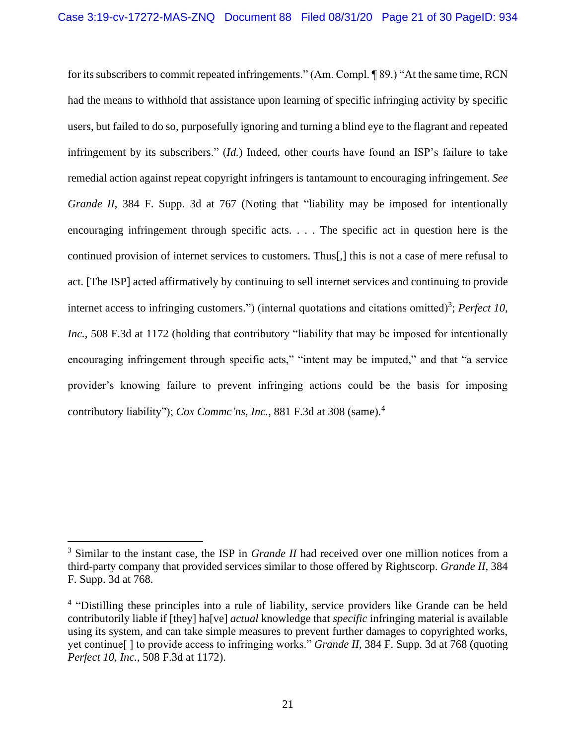for its subscribers to commit repeated infringements." (Am. Compl. ¶ 89.) "At the same time, RCN had the means to withhold that assistance upon learning of specific infringing activity by specific users, but failed to do so, purposefully ignoring and turning a blind eye to the flagrant and repeated infringement by its subscribers." (*Id.*) Indeed, other courts have found an ISP's failure to take remedial action against repeat copyright infringers is tantamount to encouraging infringement. *See Grande II*, 384 F. Supp. 3d at 767 (Noting that "liability may be imposed for intentionally encouraging infringement through specific acts. . . . The specific act in question here is the continued provision of internet services to customers. Thus[,] this is not a case of mere refusal to act. [The ISP] acted affirmatively by continuing to sell internet services and continuing to provide internet access to infringing customers.") (internal quotations and citations omitted)[3]; *Perfect 10, Inc.*, 508 F.3d at 1172 (holding that contributory "liability that may be imposed for intentionally encouraging infringement through specific acts," "intent may be imputed," and that "a service provider's knowing failure to prevent infringing actions could be the basis for imposing contributory liability"); *Cox Commc'ns, Inc.*, 881 F.3d at 308 (same).[4]

---

[3] Similar to the instant case, the ISP in *Grande II* had received over one million notices from a third-party company that provided services similar to those offered by Rightscorp. *Grande II*, 384 F. Supp. 3d at 768.

[4] "Distilling these principles into a rule of liability, service providers like Grande can be held contributorily liable if [they] ha[ve] *actual* knowledge that *specific* infringing material is available using its system, and can take simple measures to prevent further damages to copyrighted works, yet continue[ ] to provide access to infringing works." *Grande II*, 384 F. Supp. 3d at 768 (quoting *Perfect 10, Inc.*, 508 F.3d at 1172).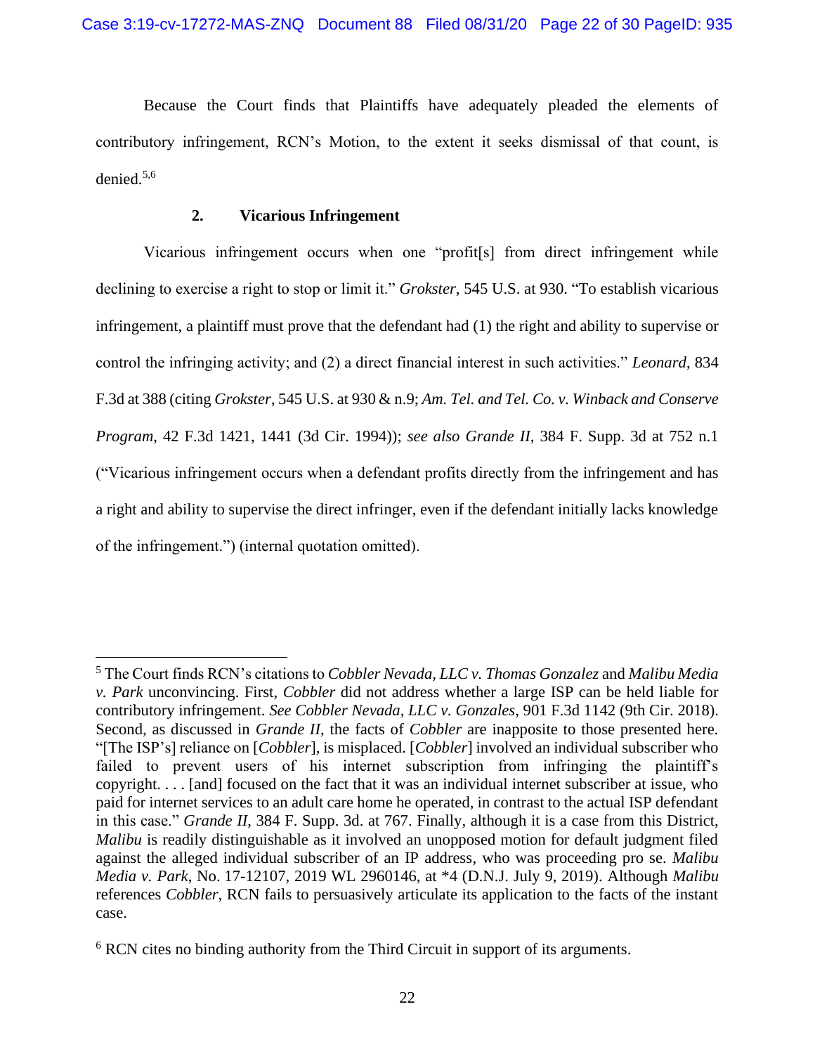Because the Court finds that Plaintiffs have adequately pleaded the elements of contributory infringement, RCN's Motion, to the extent it seeks dismissal of that count, is denied.[5,6]

### 2. Vicarious Infringement

Vicarious infringement occurs when one "profit[s] from direct infringement while declining to exercise a right to stop or limit it." *Grokster*, 545 U.S. at 930. "To establish vicarious infringement, a plaintiff must prove that the defendant had (1) the right and ability to supervise or control the infringing activity; and (2) a direct financial interest in such activities." *Leonard*, 834 F.3d at 388 (citing *Grokster*, 545 U.S. at 930 & n.9; *Am. Tel. and Tel. Co. v. Winback and Conserve Program*, 42 F.3d 1421, 1441 (3d Cir. 1994)); *see also Grande II*, 384 F. Supp. 3d at 752 n.1 ("Vicarious infringement occurs when a defendant profits directly from the infringement and has a right and ability to supervise the direct infringer, even if the defendant initially lacks knowledge of the infringement.") (internal quotation omitted).

---

[5] The Court finds RCN's citations to *Cobbler Nevada, LLC v. Thomas Gonzalez* and *Malibu Media v. Park* unconvincing. First, *Cobbler* did not address whether a large ISP can be held liable for contributory infringement. *See Cobbler Nevada, LLC v. Gonzales*, 901 F.3d 1142 (9th Cir. 2018). Second, as discussed in *Grande II*, the facts of *Cobbler* are inapposite to those presented here. "[The ISP's] reliance on [*Cobbler*], is misplaced. [*Cobbler*] involved an individual subscriber who failed to prevent users of his internet subscription from infringing the plaintiff's copyright. . . . [and] focused on the fact that it was an individual internet subscriber at issue, who paid for internet services to an adult care home he operated, in contrast to the actual ISP defendant in this case." *Grande II*, 384 F. Supp. 3d. at 767. Finally, although it is a case from this District, *Malibu* is readily distinguishable as it involved an unopposed motion for default judgment filed against the alleged individual subscriber of an IP address, who was proceeding pro se. *Malibu Media v. Park*, No. 17-12107, 2019 WL 2960146, at *4 (D.N.J. July 9, 2019). Although *Malibu* references *Cobbler*, RCN fails to persuasively articulate its application to the facts of the instant case.

[6] RCN cites no binding authority from the Third Circuit in support of its arguments.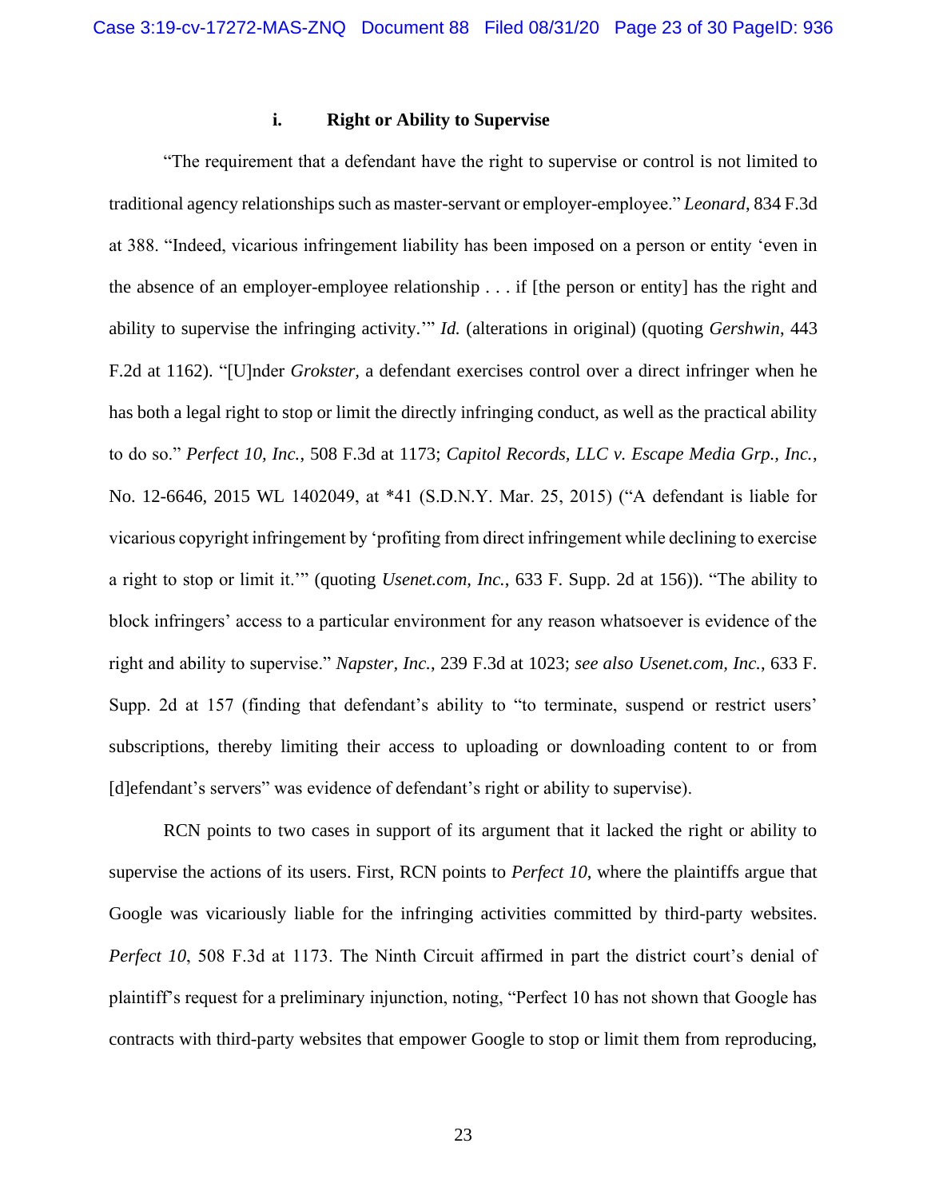### i. Right or Ability to Supervise

"The requirement that a defendant have the right to supervise or control is not limited to traditional agency relationships such as master-servant or employer-employee." *Leonard*, 834 F.3d at 388. "Indeed, vicarious infringement liability has been imposed on a person or entity 'even in the absence of an employer-employee relationship . . . if [the person or entity] has the right and ability to supervise the infringing activity.'" *Id.* (alterations in original) (quoting *Gershwin*, 443 F.2d at 1162). "[U]nder *Grokster,* a defendant exercises control over a direct infringer when he has both a legal right to stop or limit the directly infringing conduct, as well as the practical ability to do so." *Perfect 10, Inc.*, 508 F.3d at 1173; *Capitol Records, LLC v. Escape Media Grp., Inc.*, No. 12-6646, 2015 WL 1402049, at *41 (S.D.N.Y. Mar. 25, 2015) ("A defendant is liable for vicarious copyright infringement by 'profiting from direct infringement while declining to exercise a right to stop or limit it.'" (quoting *Usenet.com, Inc.*, 633 F. Supp. 2d at 156)). "The ability to block infringers' access to a particular environment for any reason whatsoever is evidence of the right and ability to supervise." *Napster, Inc.*, 239 F.3d at 1023; *see also Usenet.com, Inc.*, 633 F. Supp. 2d at 157 (finding that defendant's ability to "to terminate, suspend or restrict users' subscriptions, thereby limiting their access to uploading or downloading content to or from [d]efendant's servers" was evidence of defendant's right or ability to supervise).

RCN points to two cases in support of its argument that it lacked the right or ability to supervise the actions of its users. First, RCN points to *Perfect 10*, where the plaintiffs argue that Google was vicariously liable for the infringing activities committed by third-party websites. *Perfect 10*, 508 F.3d at 1173. The Ninth Circuit affirmed in part the district court's denial of plaintiff's request for a preliminary injunction, noting, "Perfect 10 has not shown that Google has contracts with third-party websites that empower Google to stop or limit them from reproducing,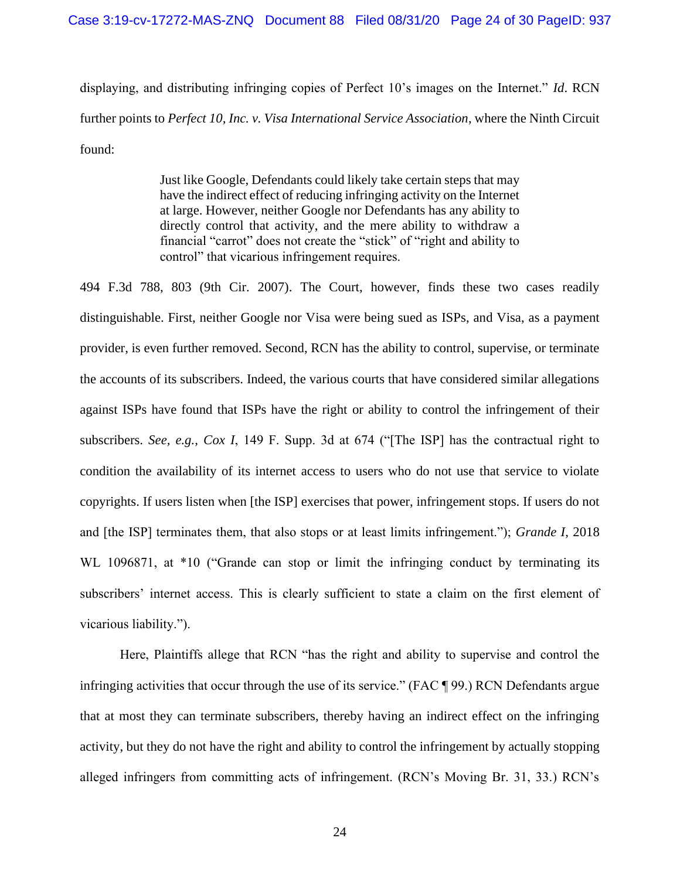displaying, and distributing infringing copies of Perfect 10's images on the Internet." *Id*. RCN further points to *Perfect 10, Inc. v. Visa International Service Association*, where the Ninth Circuit found:

> Just like Google, Defendants could likely take certain steps that may have the indirect effect of reducing infringing activity on the Internet at large. However, neither Google nor Defendants has any ability to directly control that activity, and the mere ability to withdraw a financial "carrot" does not create the "stick" of "right and ability to control" that vicarious infringement requires.

494 F.3d 788, 803 (9th Cir. 2007). The Court, however, finds these two cases readily distinguishable. First, neither Google nor Visa were being sued as ISPs, and Visa, as a payment provider, is even further removed. Second, RCN has the ability to control, supervise, or terminate the accounts of its subscribers. Indeed, the various courts that have considered similar allegations against ISPs have found that ISPs have the right or ability to control the infringement of their subscribers. *See, e.g.*, *Cox I*, 149 F. Supp. 3d at 674 ("[The ISP] has the contractual right to condition the availability of its internet access to users who do not use that service to violate copyrights. If users listen when [the ISP] exercises that power, infringement stops. If users do not and [the ISP] terminates them, that also stops or at least limits infringement."); *Grande I*, 2018 WL 1096871, at *10 ("Grande can stop or limit the infringing conduct by terminating its subscribers' internet access. This is clearly sufficient to state a claim on the first element of vicarious liability.").

Here, Plaintiffs allege that RCN "has the right and ability to supervise and control the infringing activities that occur through the use of its service." (FAC ¶ 99.) RCN Defendants argue that at most they can terminate subscribers, thereby having an indirect effect on the infringing activity, but they do not have the right and ability to control the infringement by actually stopping alleged infringers from committing acts of infringement. (RCN's Moving Br. 31, 33.) RCN's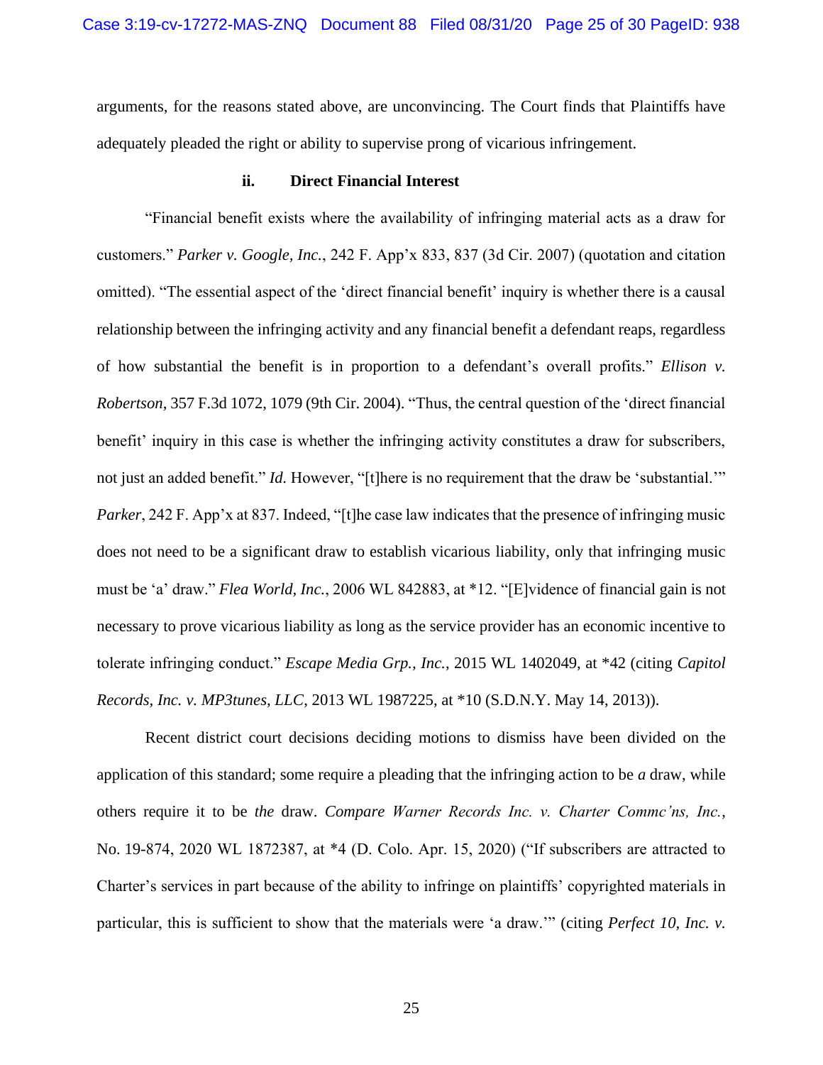arguments, for the reasons stated above, are unconvincing. The Court finds that Plaintiffs have adequately pleaded the right or ability to supervise prong of vicarious infringement.

#### ii. Direct Financial Interest

"Financial benefit exists where the availability of infringing material acts as a draw for customers." *Parker v. Google, Inc.*, 242 F. App'x 833, 837 (3d Cir. 2007) (quotation and citation omitted). "The essential aspect of the 'direct financial benefit' inquiry is whether there is a causal relationship between the infringing activity and any financial benefit a defendant reaps, regardless of how substantial the benefit is in proportion to a defendant's overall profits." *Ellison v. Robertson*, 357 F.3d 1072, 1079 (9th Cir. 2004). "Thus, the central question of the 'direct financial benefit' inquiry in this case is whether the infringing activity constitutes a draw for subscribers, not just an added benefit." *Id.* However, "[t]here is no requirement that the draw be 'substantial.'" *Parker*, 242 F. App'x at 837. Indeed, "[t]he case law indicates that the presence of infringing music does not need to be a significant draw to establish vicarious liability, only that infringing music must be 'a' draw." *Flea World, Inc.*, 2006 WL 842883, at *12. "[E]vidence of financial gain is not necessary to prove vicarious liability as long as the service provider has an economic incentive to tolerate infringing conduct." *Escape Media Grp., Inc.*, 2015 WL 1402049, at *42 (citing *Capitol Records, Inc. v. MP3tunes, LLC*, 2013 WL 1987225, at *10 (S.D.N.Y. May 14, 2013)).

Recent district court decisions deciding motions to dismiss have been divided on the application of this standard; some require a pleading that the infringing action to be ***a*** draw, while others require it to be *the* draw. *Compare Warner Records Inc. v. Charter Commc'ns, Inc.*, No. 19-874, 2020 WL 1872387, at *4 (D. Colo. Apr. 15, 2020) ("If subscribers are attracted to Charter's services in part because of the ability to infringe on plaintiffs' copyrighted materials in particular, this is sufficient to show that the materials were 'a draw.'" (citing *Perfect 10, Inc. v.*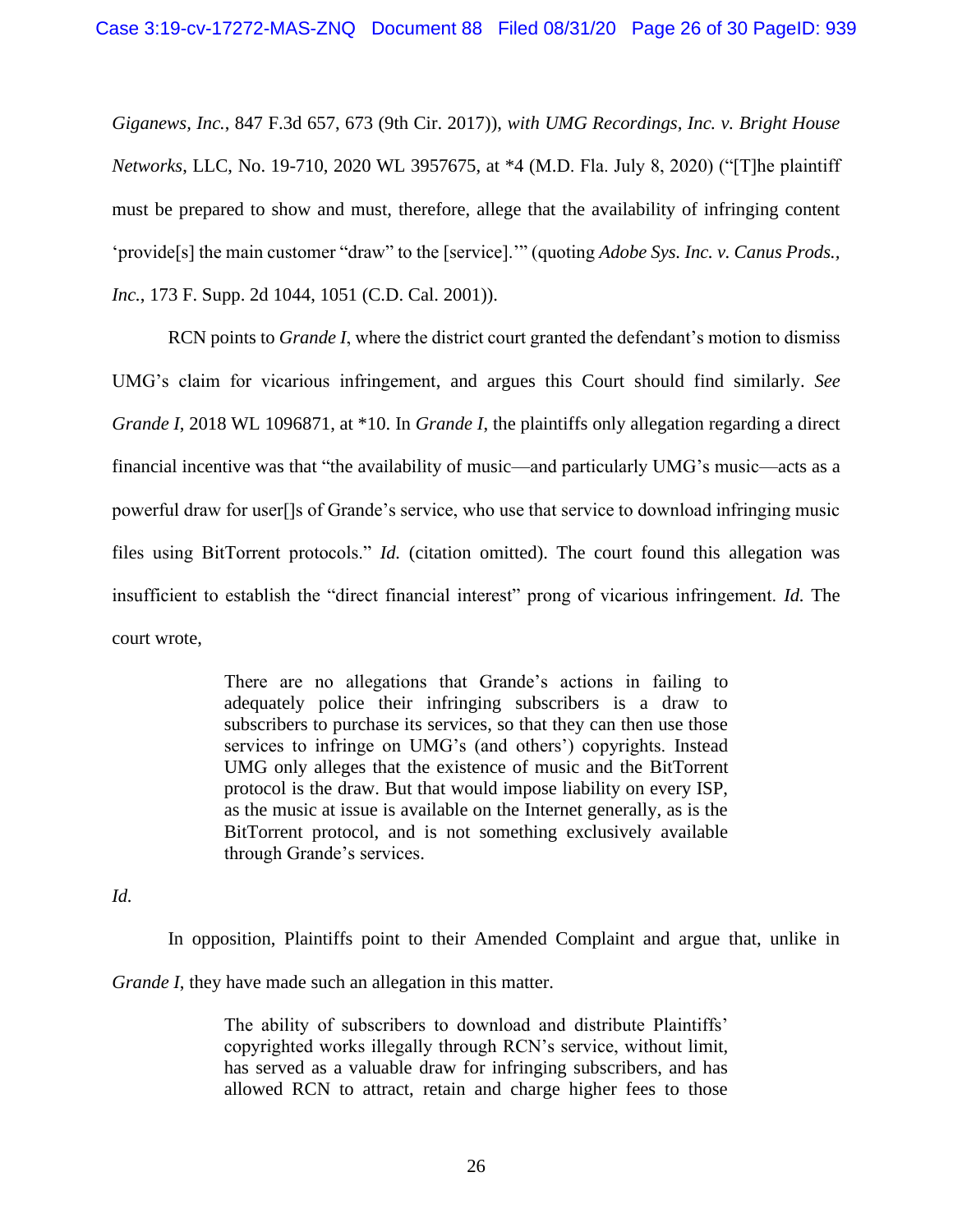*Giganews, Inc.*, 847 F.3d 657, 673 (9th Cir. 2017)), *with UMG Recordings, Inc. v. Bright House Networks*, LLC, No. 19-710, 2020 WL 3957675, at *4 (M.D. Fla. July 8, 2020) ("[T]he plaintiff must be prepared to show and must, therefore, allege that the availability of infringing content 'provide[s] the main customer "draw" to the [service].'" (quoting *Adobe Sys. Inc. v. Canus Prods., Inc.*, 173 F. Supp. 2d 1044, 1051 (C.D. Cal. 2001)).

RCN points to *Grande I*, where the district court granted the defendant's motion to dismiss UMG's claim for vicarious infringement, and argues this Court should find similarly. *See Grande I*, 2018 WL 1096871, at *10. In *Grande I*, the plaintiffs only allegation regarding a direct financial incentive was that "the availability of music—and particularly UMG's music—acts as a powerful draw for user[]s of Grande's service, who use that service to download infringing music files using BitTorrent protocols." *Id.* (citation omitted). The court found this allegation was insufficient to establish the "direct financial interest" prong of vicarious infringement. *Id.* The court wrote,

> There are no allegations that Grande's actions in failing to adequately police their infringing subscribers is a draw to subscribers to purchase its services, so that they can then use those services to infringe on UMG's (and others') copyrights. Instead UMG only alleges that the existence of music and the BitTorrent protocol is the draw. But that would impose liability on every ISP, as the music at issue is available on the Internet generally, as is the BitTorrent protocol, and is not something exclusively available through Grande's services.

*Id.*

In opposition, Plaintiffs point to their Amended Complaint and argue that, unlike in *Grande I*, they have made such an allegation in this matter.

> The ability of subscribers to download and distribute Plaintiffs' copyrighted works illegally through RCN's service, without limit, has served as a valuable draw for infringing subscribers, and has allowed RCN to attract, retain and charge higher fees to those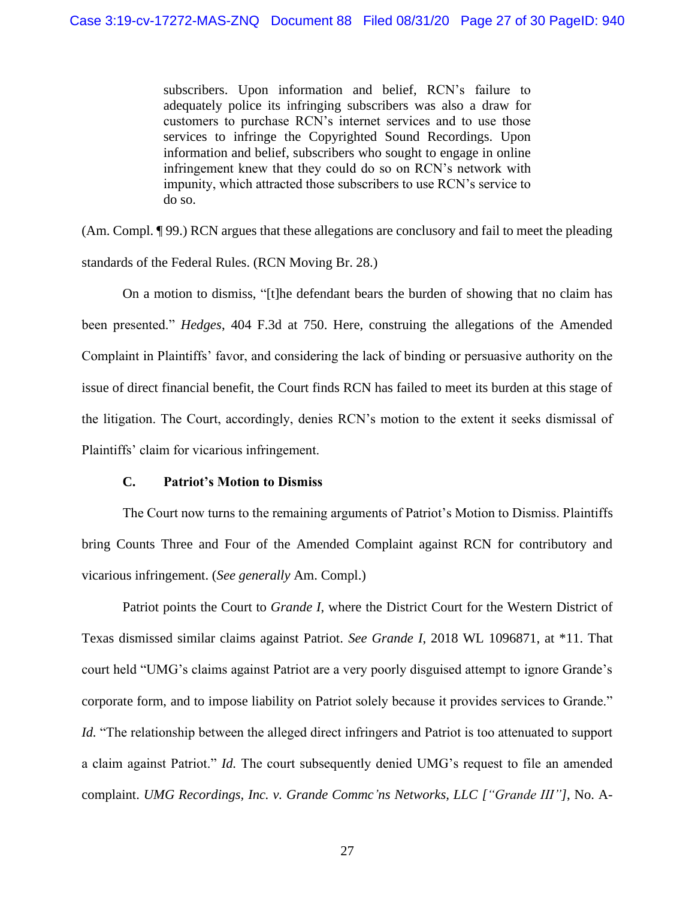> subscribers. Upon information and belief, RCN's failure to adequately police its infringing subscribers was also a draw for customers to purchase RCN's internet services and to use those services to infringe the Copyrighted Sound Recordings. Upon information and belief, subscribers who sought to engage in online infringement knew that they could do so on RCN's network with impunity, which attracted those subscribers to use RCN's service to do so.

(Am. Compl. ¶ 99.) RCN argues that these allegations are conclusory and fail to meet the pleading standards of the Federal Rules. (RCN Moving Br. 28.)

On a motion to dismiss, "[t]he defendant bears the burden of showing that no claim has been presented." *Hedges*, 404 F.3d at 750. Here, construing the allegations of the Amended Complaint in Plaintiffs' favor, and considering the lack of binding or persuasive authority on the issue of direct financial benefit, the Court finds RCN has failed to meet its burden at this stage of the litigation. The Court, accordingly, denies RCN's motion to the extent it seeks dismissal of Plaintiffs' claim for vicarious infringement.

### C. Patriot's Motion to Dismiss

The Court now turns to the remaining arguments of Patriot's Motion to Dismiss. Plaintiffs bring Counts Three and Four of the Amended Complaint against RCN for contributory and vicarious infringement. (*See generally* Am. Compl.)

Patriot points the Court to *Grande I*, where the District Court for the Western District of Texas dismissed similar claims against Patriot. *See Grande I*, 2018 WL 1096871, at *11. That court held "UMG's claims against Patriot are a very poorly disguised attempt to ignore Grande's corporate form, and to impose liability on Patriot solely because it provides services to Grande." *Id.* "The relationship between the alleged direct infringers and Patriot is too attenuated to support a claim against Patriot." *Id.* The court subsequently denied UMG's request to file an amended complaint. *UMG Recordings, Inc. v. Grande Commc'ns Networks, LLC ["Grande III"]*, No. A-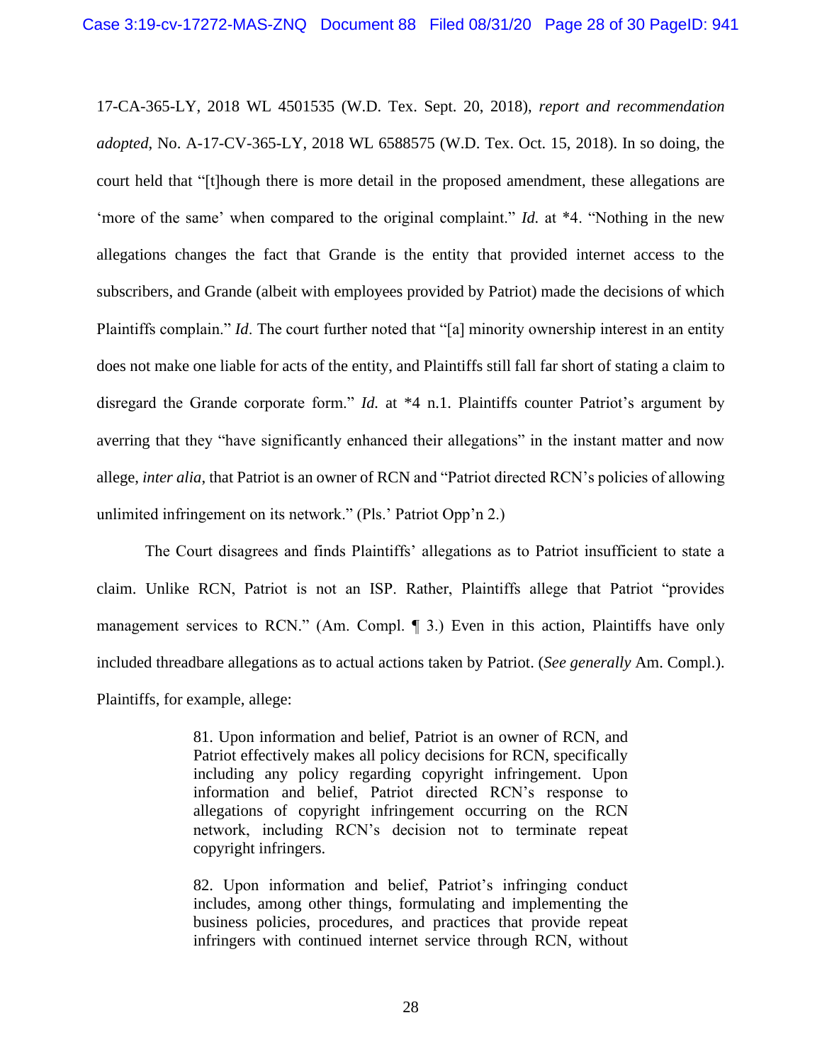17-CA-365-LY, 2018 WL 4501535 (W.D. Tex. Sept. 20, 2018), *report and recommendation adopted*, No. A-17-CV-365-LY, 2018 WL 6588575 (W.D. Tex. Oct. 15, 2018). In so doing, the court held that "[t]hough there is more detail in the proposed amendment, these allegations are 'more of the same' when compared to the original complaint." *Id.* at *4. "Nothing in the new allegations changes the fact that Grande is the entity that provided internet access to the subscribers, and Grande (albeit with employees provided by Patriot) made the decisions of which Plaintiffs complain." *Id*. The court further noted that "[a] minority ownership interest in an entity does not make one liable for acts of the entity, and Plaintiffs still fall far short of stating a claim to disregard the Grande corporate form." *Id.* at *4 n.1. Plaintiffs counter Patriot's argument by averring that they "have significantly enhanced their allegations" in the instant matter and now allege, *inter alia*, that Patriot is an owner of RCN and "Patriot directed RCN's policies of allowing unlimited infringement on its network." (Pls.' Patriot Opp'n 2.)

The Court disagrees and finds Plaintiffs' allegations as to Patriot insufficient to state a claim. Unlike RCN, Patriot is not an ISP. Rather, Plaintiffs allege that Patriot "provides management services to RCN." (Am. Compl. ¶ 3.) Even in this action, Plaintiffs have only included threadbare allegations as to actual actions taken by Patriot. (*See generally* Am. Compl.). Plaintiffs, for example, allege:

> 81. Upon information and belief, Patriot is an owner of RCN, and Patriot effectively makes all policy decisions for RCN, specifically including any policy regarding copyright infringement. Upon information and belief, Patriot directed RCN's response to allegations of copyright infringement occurring on the RCN network, including RCN's decision not to terminate repeat copyright infringers.
>
> 82. Upon information and belief, Patriot's infringing conduct includes, among other things, formulating and implementing the business policies, procedures, and practices that provide repeat infringers with continued internet service through RCN, without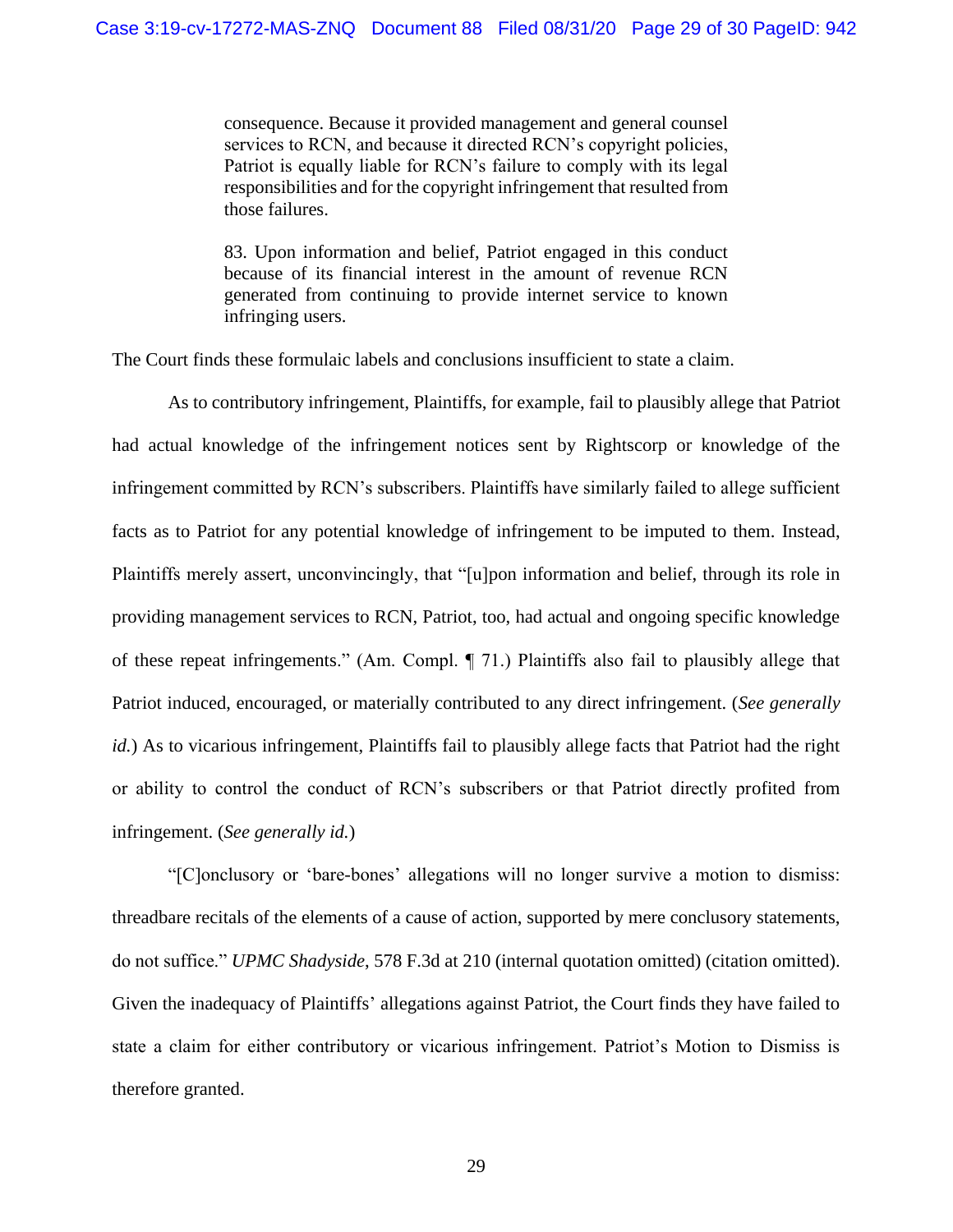> consequence. Because it provided management and general counsel services to RCN, and because it directed RCN's copyright policies, Patriot is equally liable for RCN's failure to comply with its legal responsibilities and for the copyright infringement that resulted from those failures.
>
> 83. Upon information and belief, Patriot engaged in this conduct because of its financial interest in the amount of revenue RCN generated from continuing to provide internet service to known infringing users.

The Court finds these formulaic labels and conclusions insufficient to state a claim.

As to contributory infringement, Plaintiffs, for example, fail to plausibly allege that Patriot had actual knowledge of the infringement notices sent by Rightscorp or knowledge of the infringement committed by RCN's subscribers. Plaintiffs have similarly failed to allege sufficient facts as to Patriot for any potential knowledge of infringement to be imputed to them. Instead, Plaintiffs merely assert, unconvincingly, that "[u]pon information and belief, through its role in providing management services to RCN, Patriot, too, had actual and ongoing specific knowledge of these repeat infringements." (Am. Compl. ¶ 71.) Plaintiffs also fail to plausibly allege that Patriot induced, encouraged, or materially contributed to any direct infringement. (*See generally id.*) As to vicarious infringement, Plaintiffs fail to plausibly allege facts that Patriot had the right or ability to control the conduct of RCN's subscribers or that Patriot directly profited from infringement. (*See generally id.*)

"[C]onclusory or 'bare-bones' allegations will no longer survive a motion to dismiss: threadbare recitals of the elements of a cause of action, supported by mere conclusory statements, do not suffice." *UPMC Shadyside*, 578 F.3d at 210 (internal quotation omitted) (citation omitted). Given the inadequacy of Plaintiffs' allegations against Patriot, the Court finds they have failed to state a claim for either contributory or vicarious infringement. Patriot's Motion to Dismiss is therefore granted.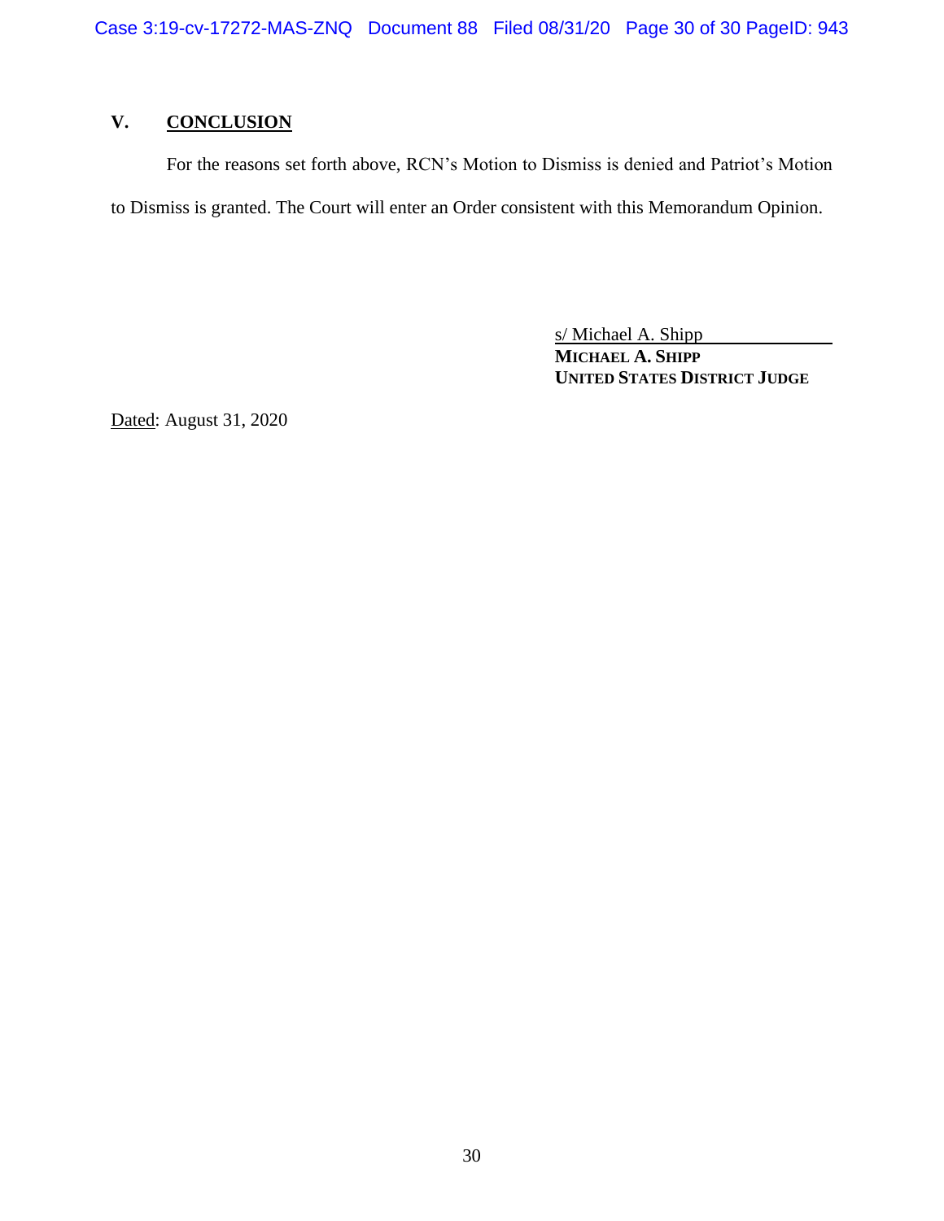## V. CONCLUSION

For the reasons set forth above, RCN's Motion to Dismiss is denied and Patriot's Motion to Dismiss is granted. The Court will enter an Order consistent with this Memorandum Opinion.

s/ Michael A. Shipp
**MICHAEL A. SHIPP**
**UNITED STATES DISTRICT JUDGE**

Dated: August 31, 2020